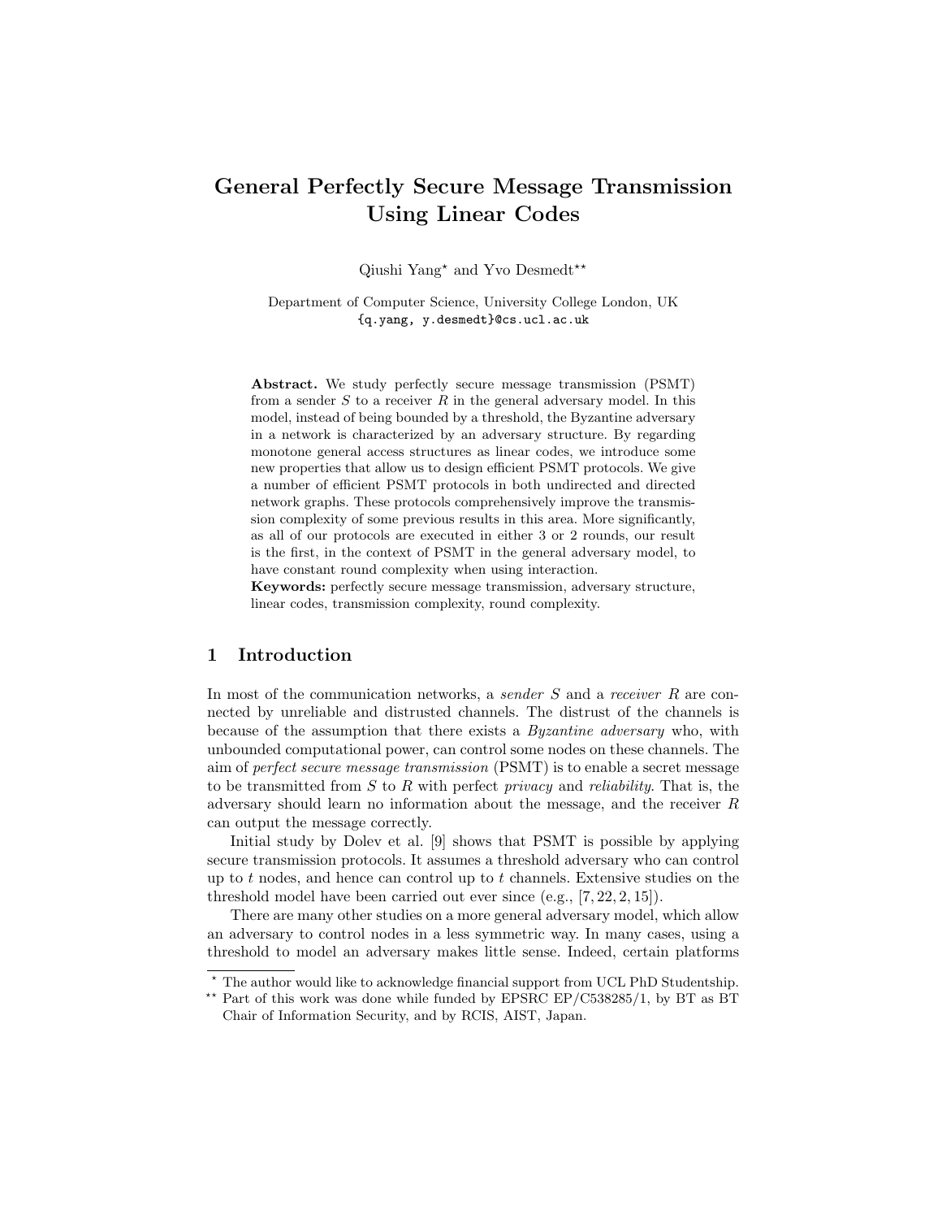# General Perfectly Secure Message Transmission Using Linear Codes

Qiushi Yang* and Yvo Desmedt**

Department of Computer Science, University College London, UK
{q.yang, y.desmedt}@cs.ucl.ac.uk

**Abstract.** We study perfectly secure message transmission (PSMT) from a sender $S$ to a receiver $R$ in the general adversary model. In this model, instead of being bounded by a threshold, the Byzantine adversary in a network is characterized by an adversary structure. By regarding monotone general access structures as linear codes, we introduce some new properties that allow us to design efficient PSMT protocols. We give a number of efficient PSMT protocols in both undirected and directed network graphs. These protocols comprehensively improve the transmission complexity of some previous results in this area. More significantly, as all of our protocols are executed in either 3 or 2 rounds, our result is the first, in the context of PSMT in the general adversary model, to have constant round complexity when using interaction.

**Keywords:** perfectly secure message transmission, adversary structure, linear codes, transmission complexity, round complexity.

## 1 Introduction

In most of the communication networks, a *sender* $S$ and a *receiver* $R$ are connected by unreliable and distrusted channels. The distrust of the channels is because of the assumption that there exists a *Byzantine adversary* who, with unbounded computational power, can control some nodes on these channels. The aim of *perfect secure message transmission* (PSMT) is to enable a secret message to be transmitted from $S$ to $R$ with perfect *privacy* and *reliability*. That is, the adversary should learn no information about the message, and the receiver $R$ can output the message correctly.

Initial study by Dolev et al. [9] shows that PSMT is possible by applying secure transmission protocols. It assumes a threshold adversary who can control up to $t$ nodes, and hence can control up to $t$ channels. Extensive studies on the threshold model have been carried out ever since (e.g., [7, 22, 2, 15]).

There are many other studies on a more general adversary model, which allow an adversary to control nodes in a less symmetric way. In many cases, using a threshold to model an adversary makes little sense. Indeed, certain platforms

---

* The author would like to acknowledge financial support from UCL PhD Studentship.

** Part of this work was done while funded by EPSRC EP/C538285/1, by BT as BT Chair of Information Security, and by RCIS, AIST, Japan.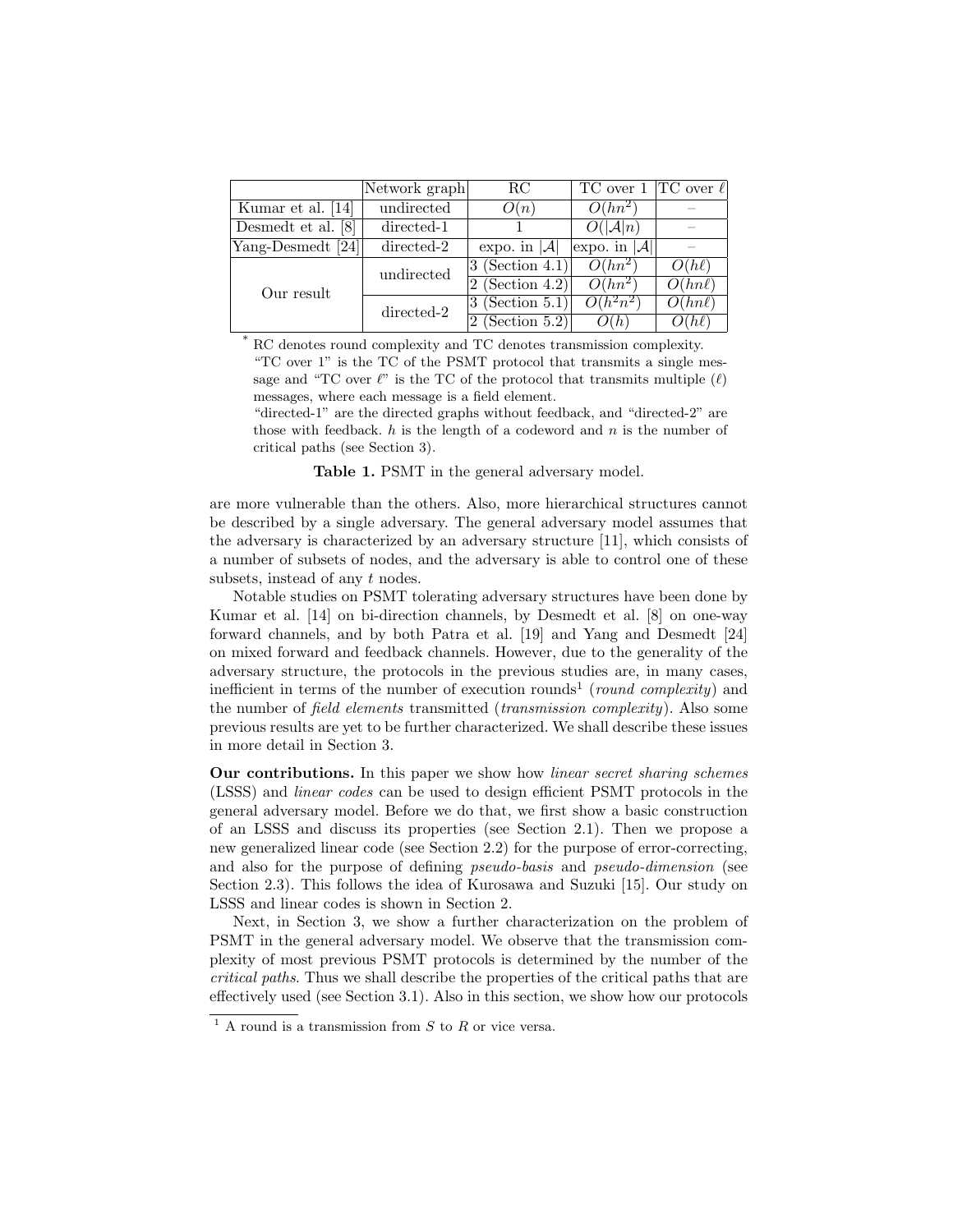| | Network graph | RC | TC over 1 | TC over $\ell$ |
|---|---|---|---|---|
| Kumar et al. [14] | undirected | $O(n)$ | $O(hn^2)$ | – |
| Desmedt et al. [8] | directed-1 | 1 | $O(\|\mathcal{A}\|n)$ | – |
| Yang-Desmedt [24] | directed-2 | expo. in $\|\mathcal{A}\|$ | expo. in $\|\mathcal{A}\|$ | – |
| Our result | undirected | 3 (Section 4.1) | $O(hn^2)$ | $O(h\ell)$ |
| | | 2 (Section 4.2) | $O(hn^2)$ | $O(hn\ell)$ |
| | directed-2 | 3 (Section 5.1) | $O(h^2n^2)$ | $O(hn\ell)$ |
| | | 2 (Section 5.2) | $O(h)$ | $O(h\ell)$ |

* RC denotes round complexity and TC denotes transmission complexity. "TC over 1" is the TC of the PSMT protocol that transmits a single message and "TC over $\ell$" is the TC of the protocol that transmits multiple ($\ell$) messages, where each message is a field element. "directed-1" are the directed graphs without feedback, and "directed-2" are those with feedback. $h$ is the length of a codeword and $n$ is the number of critical paths (see Section 3).

**Table 1.** PSMT in the general adversary model.

are more vulnerable than the others. Also, more hierarchical structures cannot be described by a single adversary. The general adversary model assumes that the adversary is characterized by an adversary structure [11], which consists of a number of subsets of nodes, and the adversary is able to control one of these subsets, instead of any $t$ nodes.

Notable studies on PSMT tolerating adversary structures have been done by Kumar et al. [14] on bi-direction channels, by Desmedt et al. [8] on one-way forward channels, and by both Patra et al. [19] and Yang and Desmedt [24] on mixed forward and feedback channels. However, due to the generality of the adversary structure, the protocols in the previous studies are, in many cases, inefficient in terms of the number of execution rounds[1] (*round complexity*) and the number of *field elements* transmitted (*transmission complexity*). Also some previous results are yet to be further characterized. We shall describe these issues in more detail in Section 3.

**Our contributions.** In this paper we show how *linear secret sharing schemes* (LSSS) and *linear codes* can be used to design efficient PSMT protocols in the general adversary model. Before we do that, we first show a basic construction of an LSSS and discuss its properties (see Section 2.1). Then we propose a new generalized linear code (see Section 2.2) for the purpose of error-correcting, and also for the purpose of defining *pseudo-basis* and *pseudo-dimension* (see Section 2.3). This follows the idea of Kurosawa and Suzuki [15]. Our study on LSSS and linear codes is shown in Section 2.

Next, in Section 3, we show a further characterization on the problem of PSMT in the general adversary model. We observe that the transmission complexity of most previous PSMT protocols is determined by the number of the *critical paths*. Thus we shall describe the properties of the critical paths that are effectively used (see Section 3.1). Also in this section, we show how our protocols

[1] A round is a transmission from $S$ to $R$ or vice versa.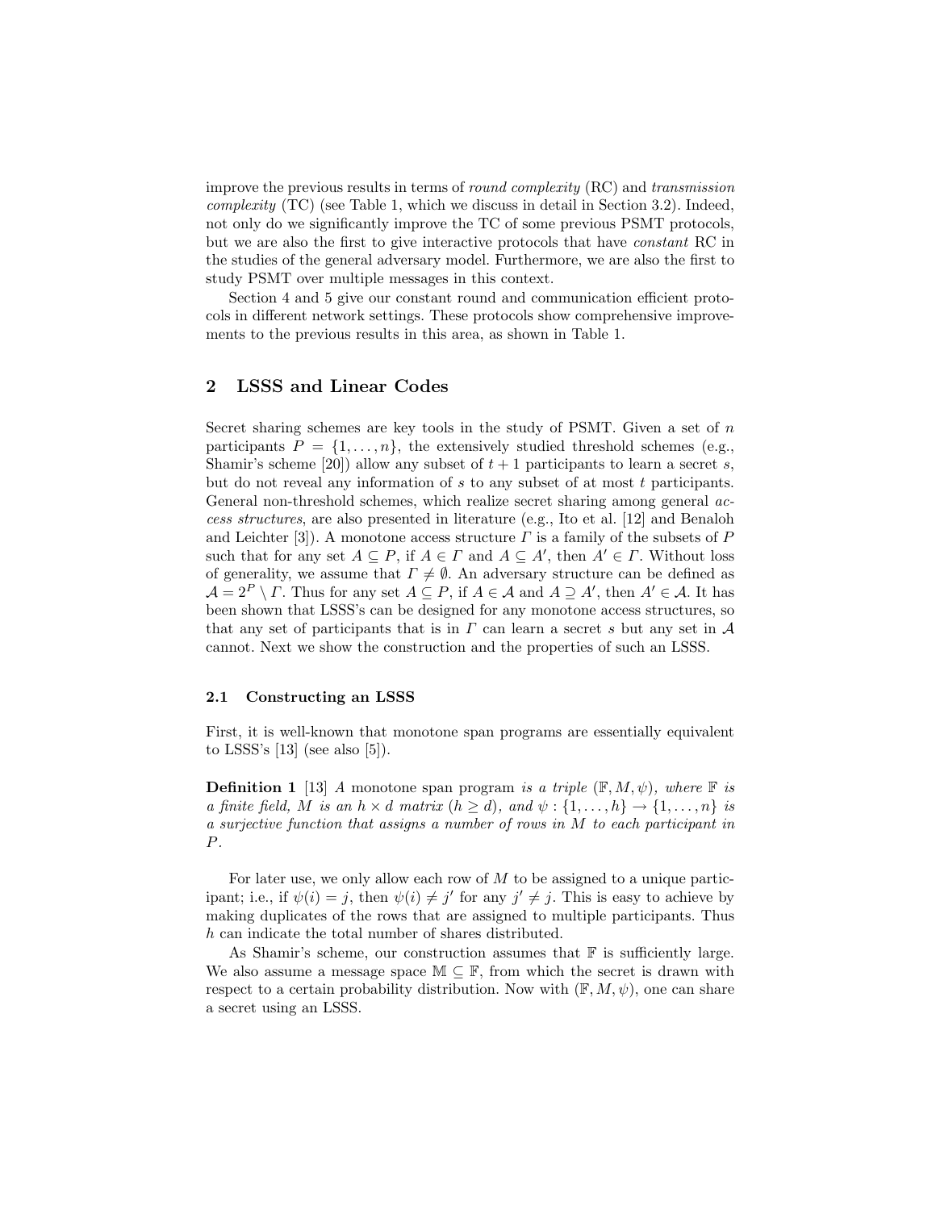improve the previous results in terms of *round complexity* (RC) and *transmission complexity* (TC) (see Table 1, which we discuss in detail in Section 3.2). Indeed, not only do we significantly improve the TC of some previous PSMT protocols, but we are also the first to give interactive protocols that have *constant* RC in the studies of the general adversary model. Furthermore, we are also the first to study PSMT over multiple messages in this context.

Section 4 and 5 give our constant round and communication efficient protocols in different network settings. These protocols show comprehensive improvements to the previous results in this area, as shown in Table 1.

## 2 LSSS and Linear Codes

Secret sharing schemes are key tools in the study of PSMT. Given a set of $n$ participants $P = \{1, \ldots, n\}$, the extensively studied threshold schemes (e.g., Shamir's scheme [20]) allow any subset of $t+1$ participants to learn a secret $s$, but do not reveal any information of $s$ to any subset of at most $t$ participants. General non-threshold schemes, which realize secret sharing among general *access structures*, are also presented in literature (e.g., Ito et al. [12] and Benaloh and Leichter [3]). A monotone access structure $\Gamma$ is a family of the subsets of $P$ such that for any set $A \subseteq P$, if $A \in \Gamma$ and $A \subseteq A'$, then $A' \in \Gamma$. Without loss of generality, we assume that $\Gamma \neq \emptyset$. An adversary structure can be defined as $\mathcal{A} = 2^P \setminus \Gamma$. Thus for any set $A \subseteq P$, if $A \in \mathcal{A}$ and $A \supseteq A'$, then $A' \in \mathcal{A}$. It has been shown that LSSS's can be designed for any monotone access structures, so that any set of participants that is in $\Gamma$ can learn a secret $s$ but any set in $\mathcal{A}$ cannot. Next we show the construction and the properties of such an LSSS.

### 2.1 Constructing an LSSS

First, it is well-known that monotone span programs are essentially equivalent to LSSS's [13] (see also [5]).

**Definition 1** [13] *A* monotone span program *is a triple* $(\mathbb{F}, M, \psi)$*, where* $\mathbb{F}$ *is a finite field,* $M$ *is an* $h \times d$ *matrix* ($h \geq d$)*, and* $\psi : \{1, \ldots, h\} \rightarrow \{1, \ldots, n\}$ *is a surjective function that assigns a number of rows in* $M$ *to each participant in* $P$*.*

For later use, we only allow each row of $M$ to be assigned to a unique participant; i.e., if $\psi(i) = j$, then $\psi(i) \neq j'$ for any $j' \neq j$. This is easy to achieve by making duplicates of the rows that are assigned to multiple participants. Thus $h$ can indicate the total number of shares distributed.

As Shamir's scheme, our construction assumes that $\mathbb{F}$ is sufficiently large. We also assume a message space $\mathbb{M} \subseteq \mathbb{F}$, from which the secret is drawn with respect to a certain probability distribution. Now with $(\mathbb{F}, M, \psi)$, one can share a secret using an LSSS.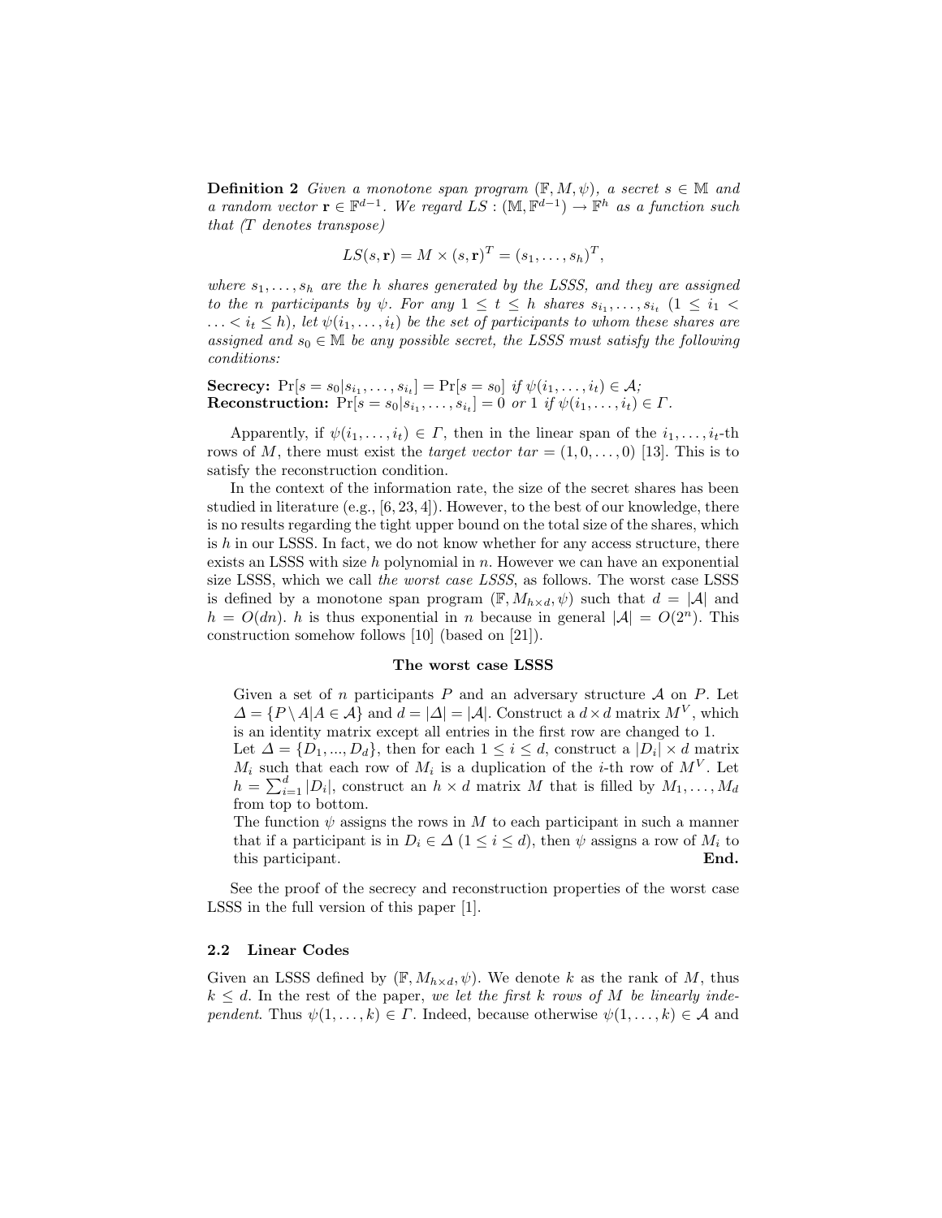**Definition 2** *Given a monotone span program* $(\mathbb{F}, M, \psi)$*, a secret* $s \in \mathbb{M}$ *and a random vector* $\mathbf{r} \in \mathbb{F}^{d-1}$*. We regard* $LS : (\mathbb{M}, \mathbb{F}^{d-1}) \rightarrow \mathbb{F}^h$ *as a function such that (*$T$ *denotes transpose)*

$$LS(s, \mathbf{r}) = M \times (s, \mathbf{r})^T = (s_1, \ldots, s_h)^T,$$

*where* $s_1, \ldots, s_h$ *are the* $h$ *shares generated by the LSSS, and they are assigned to the* $n$ *participants by* $\psi$*. For any* $1 \leq t \leq h$ *shares* $s_{i_1}, \ldots, s_{i_t}$ $(1 \leq i_1 < \ldots < i_t \leq h)$*, let* $\psi(i_1, \ldots, i_t)$ *be the set of participants to whom these shares are assigned and* $s_0 \in \mathbb{M}$ *be any possible secret, the LSSS must satisfy the following conditions:*

**Secrecy:** $\Pr[s = s_0 | s_{i_1}, \ldots, s_{i_t}] = \Pr[s = s_0]$ *if* $\psi(i_1, \ldots, i_t) \in \mathcal{A}$*;*
**Reconstruction:** $\Pr[s = s_0 | s_{i_1}, \ldots, s_{i_t}] = 0$ *or* $1$ *if* $\psi(i_1, \ldots, i_t) \in \Gamma$*.*

Apparently, if $\psi(i_1, \ldots, i_t) \in \Gamma$, then in the linear span of the $i_1, \ldots, i_t$-th rows of $M$, there must exist the *target vector* $tar = (1, 0, \ldots, 0)$ [13]. This is to satisfy the reconstruction condition.

In the context of the information rate, the size of the secret shares has been studied in literature (e.g., [6, 23, 4]). However, to the best of our knowledge, there is no results regarding the tight upper bound on the total size of the shares, which is $h$ in our LSSS. In fact, we do not know whether for any access structure, there exists an LSSS with size $h$ polynomial in $n$. However we can have an exponential size LSSS, which we call *the worst case LSSS*, as follows. The worst case LSSS is defined by a monotone span program $(\mathbb{F}, M_{h \times d}, \psi)$ such that $d = |\mathcal{A}|$ and $h = O(dn)$. $h$ is thus exponential in $n$ because in general $|\mathcal{A}| = O(2^n)$. This construction somehow follows [10] (based on [21]).

**The worst case LSSS**

> Given a set of $n$ participants $P$ and an adversary structure $\mathcal{A}$ on $P$. Let $\Delta = \{P \setminus A | A \in \mathcal{A}\}$ and $d = |\Delta| = |\mathcal{A}|$. Construct a $d \times d$ matrix $M^V$, which is an identity matrix except all entries in the first row are changed to 1.
> Let $\Delta = \{D_1, ..., D_d\}$, then for each $1 \leq i \leq d$, construct a $|D_i| \times d$ matrix $M_i$ such that each row of $M_i$ is a duplication of the $i$-th row of $M^V$. Let $h = \sum_{i=1}^{d} |D_i|$, construct an $h \times d$ matrix $M$ that is filled by $M_1, \ldots, M_d$ from top to bottom.
> The function $\psi$ assigns the rows in $M$ to each participant in such a manner that if a participant is in $D_i \in \Delta$ $(1 \leq i \leq d)$, then $\psi$ assigns a row of $M_i$ to this participant. **End.**

See the proof of the secrecy and reconstruction properties of the worst case LSSS in the full version of this paper [1].

### 2.2 Linear Codes

Given an LSSS defined by $(\mathbb{F}, M_{h \times d}, \psi)$. We denote $k$ as the rank of $M$, thus $k \leq d$. In the rest of the paper, *we let the first* $k$ *rows of* $M$ *be linearly independent*. Thus $\psi(1, \ldots, k) \in \Gamma$. Indeed, because otherwise $\psi(1, \ldots, k) \in \mathcal{A}$ and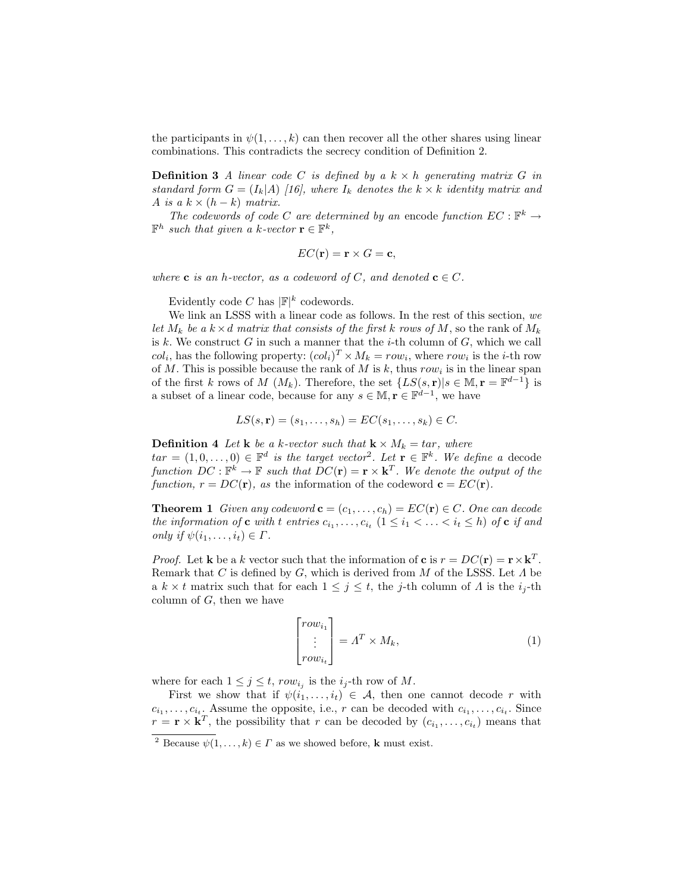the participants in $\psi(1,\ldots,k)$ can then recover all the other shares using linear combinations. This contradicts the secrecy condition of Definition 2.

**Definition 3** *A linear code $C$ is defined by a $k \times h$ generating matrix $G$ in standard form $G = (I_k|A)$ [16], where $I_k$ denotes the $k \times k$ identity matrix and $A$ is a $k \times (h-k)$ matrix.*

*The codewords of code $C$ are determined by an* encode *function $EC : \mathbb{F}^k \to \mathbb{F}^h$ such that given a $k$-vector $\mathbf{r} \in \mathbb{F}^k$,*

$$EC(\mathbf{r}) = \mathbf{r} \times G = \mathbf{c},$$

*where $\mathbf{c}$ is an $h$-vector, as a codeword of $C$, and denoted $\mathbf{c} \in C$.*

Evidently code $C$ has $|\mathbb{F}|^k$ codewords.

We link an LSSS with a linear code as follows. In the rest of this section, *we let $M_k$ be a $k \times d$ matrix that consists of the first $k$ rows of $M$*, so the rank of $M_k$ is $k$. We construct $G$ in such a manner that the $i$-th column of $G$, which we call $col_i$, has the following property: $(col_i)^T \times M_k = row_i$, where $row_i$ is the $i$-th row of $M$. This is possible because the rank of $M$ is $k$, thus $row_i$ is in the linear span of the first $k$ rows of $M$ ($M_k$). Therefore, the set $\{LS(s,\mathbf{r}) | s \in \mathbb{M}, \mathbf{r} = \mathbb{F}^{d-1}\}$ is a subset of a linear code, because for any $s \in \mathbb{M}, \mathbf{r} \in \mathbb{F}^{d-1}$, we have

$$LS(s,\mathbf{r}) = (s_1,\ldots,s_h) = EC(s_1,\ldots,s_k) \in C.$$

**Definition 4** *Let $\mathbf{k}$ be a $k$-vector such that $\mathbf{k} \times M_k = tar$, where $tar = (1,0,\ldots,0) \in \mathbb{F}^d$ is the target vector[2]. Let $\mathbf{r} \in \mathbb{F}^k$. We define a* decode function *$DC : \mathbb{F}^k \to \mathbb{F}$ such that $DC(\mathbf{r}) = \mathbf{r} \times \mathbf{k}^T$. We denote the output of the function, $r = DC(\mathbf{r})$, as* the information of the codeword *$\mathbf{c} = EC(\mathbf{r})$.*

**Theorem 1** *Given any codeword $\mathbf{c} = (c_1,\ldots,c_h) = EC(\mathbf{r}) \in C$. One can decode the information of $\mathbf{c}$ with $t$ entries $c_{i_1},\ldots,c_{i_t}$ $(1 \le i_1 < \ldots < i_t \le h)$ of $\mathbf{c}$ if and only if $\psi(i_1,\ldots,i_t) \in \Gamma$.*

*Proof.* Let $\mathbf{k}$ be a $k$ vector such that the information of $\mathbf{c}$ is $r = DC(\mathbf{r}) = \mathbf{r} \times \mathbf{k}^T$. Remark that $C$ is defined by $G$, which is derived from $M$ of the LSSS. Let $\Lambda$ be a $k \times t$ matrix such that for each $1 \le j \le t$, the $j$-th column of $\Lambda$ is the $i_j$-th column of $G$, then we have

$$\begin{bmatrix} row_{i_1} \\ \vdots \\ row_{i_t} \end{bmatrix} = \Lambda^T \times M_k, \tag{1}$$

where for each $1 \le j \le t$, $row_{i_j}$ is the $i_j$-th row of $M$.

First we show that if $\psi(i_1,\ldots,i_t) \in \mathcal{A}$, then one cannot decode $r$ with $c_{i_1},\ldots,c_{i_t}$. Assume the opposite, i.e., $r$ can be decoded with $c_{i_1},\ldots,c_{i_t}$. Since $r = \mathbf{r} \times \mathbf{k}^T$, the possibility that $r$ can be decoded by $(c_{i_1},\ldots,c_{i_t})$ means that

[2] Because $\psi(1,\ldots,k) \in \Gamma$ as we showed before, $\mathbf{k}$ must exist.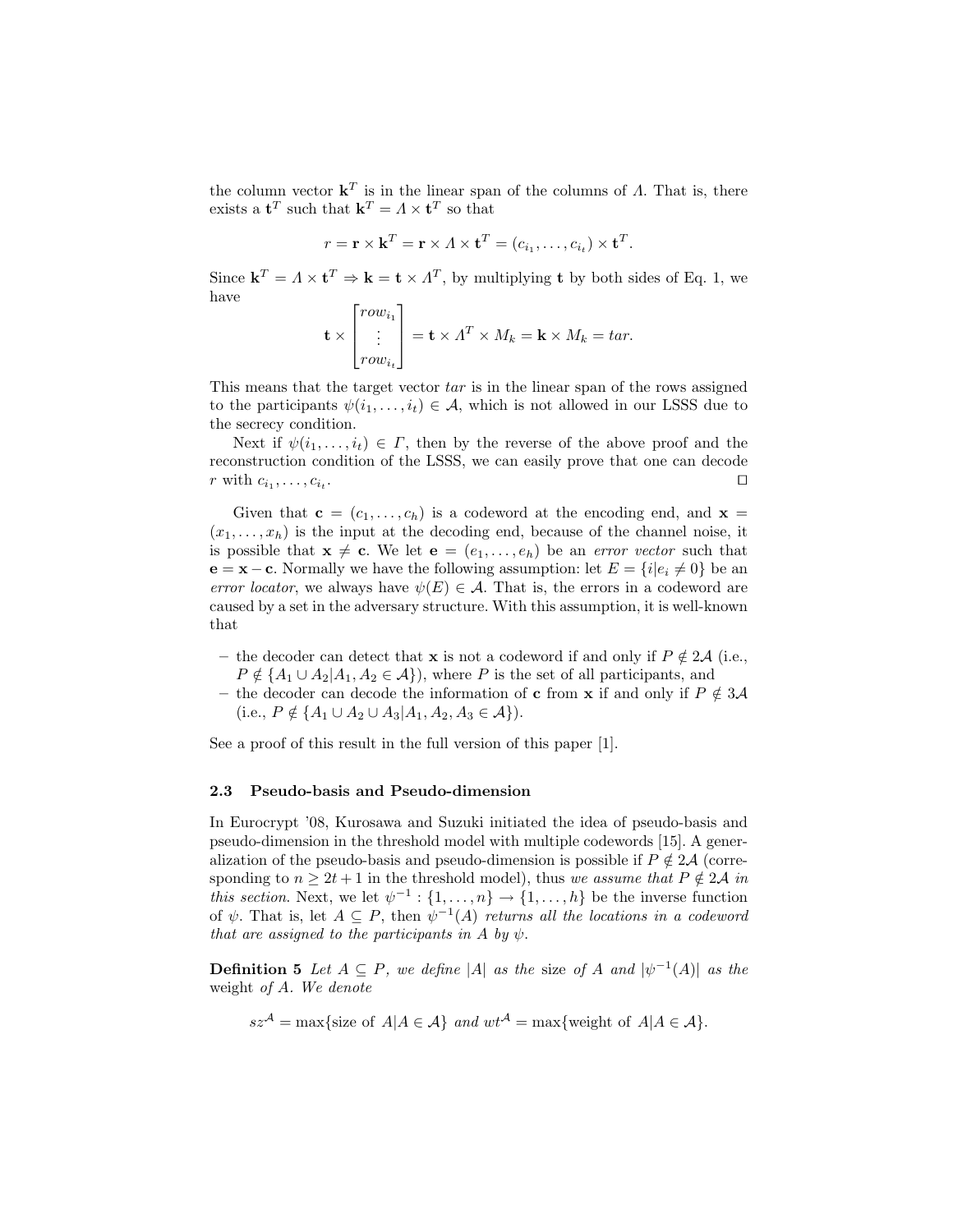the column vector $\mathbf{k}^T$ is in the linear span of the columns of $\Lambda$. That is, there exists a $\mathbf{t}^T$ such that $\mathbf{k}^T = \Lambda \times \mathbf{t}^T$ so that

$$r = \mathbf{r} \times \mathbf{k}^T = \mathbf{r} \times \Lambda \times \mathbf{t}^T = (c_{i_1}, \ldots, c_{i_t}) \times \mathbf{t}^T.$$

Since $\mathbf{k}^T = \Lambda \times \mathbf{t}^T \Rightarrow \mathbf{k} = \mathbf{t} \times \Lambda^T$, by multiplying $\mathbf{t}$ by both sides of Eq. 1, we have

$$\mathbf{t} \times \begin{bmatrix} row_{i_1} \\ \vdots \\ row_{i_t} \end{bmatrix} = \mathbf{t} \times \Lambda^T \times M_k = \mathbf{k} \times M_k = tar.$$

This means that the target vector $tar$ is in the linear span of the rows assigned to the participants $\psi(i_1, \ldots, i_t) \in \mathcal{A}$, which is not allowed in our LSSS due to the secrecy condition.

Next if $\psi(i_1, \ldots, i_t) \in \Gamma$, then by the reverse of the above proof and the reconstruction condition of the LSSS, we can easily prove that one can decode $r$ with $c_{i_1}, \ldots, c_{i_t}$. □

Given that $\mathbf{c} = (c_1, \ldots, c_h)$ is a codeword at the encoding end, and $\mathbf{x} = (x_1, \ldots, x_h)$ is the input at the decoding end, because of the channel noise, it is possible that $\mathbf{x} \neq \mathbf{c}$. We let $\mathbf{e} = (e_1, \ldots, e_h)$ be an *error vector* such that $\mathbf{e} = \mathbf{x} - \mathbf{c}$. Normally we have the following assumption: let $E = \{i | e_i \neq 0\}$ be an *error locator*, we always have $\psi(E) \in \mathcal{A}$. That is, the errors in a codeword are caused by a set in the adversary structure. With this assumption, it is well-known that

- the decoder can detect that $\mathbf{x}$ is not a codeword if and only if $P \notin 2\mathcal{A}$ (i.e., $P \notin \{A_1 \cup A_2 | A_1, A_2 \in \mathcal{A}\}$), where $P$ is the set of all participants, and
- the decoder can decode the information of $\mathbf{c}$ from $\mathbf{x}$ if and only if $P \notin 3\mathcal{A}$ (i.e., $P \notin \{A_1 \cup A_2 \cup A_3 | A_1, A_2, A_3 \in \mathcal{A}\}$).

See a proof of this result in the full version of this paper [1].

### 2.3 Pseudo-basis and Pseudo-dimension

In Eurocrypt '08, Kurosawa and Suzuki initiated the idea of pseudo-basis and pseudo-dimension in the threshold model with multiple codewords [15]. A generalization of the pseudo-basis and pseudo-dimension is possible if $P \notin 2\mathcal{A}$ (corresponding to $n \geq 2t+1$ in the threshold model), thus *we assume that $P \notin 2\mathcal{A}$ in this section*. Next, we let $\psi^{-1} : \{1, \ldots, n\} \rightarrow \{1, \ldots, h\}$ be the inverse function of $\psi$. That is, let $A \subseteq P$, then $\psi^{-1}(A)$ *returns all the locations in a codeword that are assigned to the participants in $A$ by $\psi$.*

**Definition 5** *Let $A \subseteq P$, we define $|A|$ as the* size *of $A$ and $|\psi^{-1}(A)|$ as the* weight *of $A$. We denote*

$$sz^{\mathcal{A}} = \max\{\text{size of } A | A \in \mathcal{A}\} \text{ and } wt^{\mathcal{A}} = \max\{\text{weight of } A | A \in \mathcal{A}\}.$$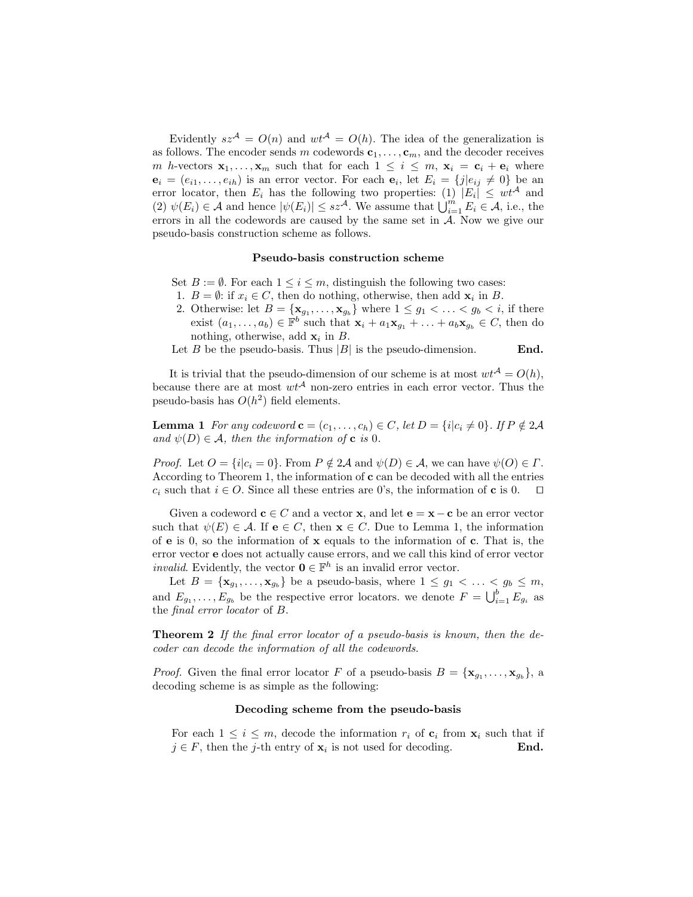Evidently $sz^{\mathcal{A}} = O(n)$ and $wt^{\mathcal{A}} = O(h)$. The idea of the generalization is as follows. The encoder sends $m$ codewords $\mathbf{c}_1, \ldots, \mathbf{c}_m$, and the decoder receives $m$ $h$-vectors $\mathbf{x}_1, \ldots, \mathbf{x}_m$ such that for each $1 \leq i \leq m$, $\mathbf{x}_i = \mathbf{c}_i + \mathbf{e}_i$ where $\mathbf{e}_i = (e_{i1}, \ldots, e_{ih})$ is an error vector. For each $\mathbf{e}_i$, let $E_i = \{j | e_{ij} \neq 0\}$ be an error locator, then $E_i$ has the following two properties: (1) $|E_i| \leq wt^{\mathcal{A}}$ and (2) $\psi(E_i) \in \mathcal{A}$ and hence $|\psi(E_i)| \leq sz^{\mathcal{A}}$. We assume that $\bigcup_{i=1}^{m} E_i \in \mathcal{A}$, i.e., the errors in all the codewords are caused by the same set in $\mathcal{A}$. Now we give our pseudo-basis construction scheme as follows.

**Pseudo-basis construction scheme**

Set $B := \emptyset$. For each $1 \leq i \leq m$, distinguish the following two cases:

1. $B = \emptyset$: if $x_i \in C$, then do nothing, otherwise, then add $\mathbf{x}_i$ in $B$.
2. Otherwise: let $B = \{\mathbf{x}_{g_1}, \ldots, \mathbf{x}_{g_b}\}$ where $1 \leq g_1 < \ldots < g_b < i$, if there exist $(a_1, \ldots, a_b) \in \mathbb{F}^b$ such that $\mathbf{x}_i + a_1\mathbf{x}_{g_1} + \ldots + a_b\mathbf{x}_{g_b} \in C$, then do nothing, otherwise, add $\mathbf{x}_i$ in $B$.

Let $B$ be the pseudo-basis. Thus $|B|$ is the pseudo-dimension. **End.**

It is trivial that the pseudo-dimension of our scheme is at most $wt^{\mathcal{A}} = O(h)$, because there are at most $wt^{\mathcal{A}}$ non-zero entries in each error vector. Thus the pseudo-basis has $O(h^2)$ field elements.

**Lemma 1** *For any codeword $\mathbf{c} = (c_1, \ldots, c_h) \in C$, let $D = \{i | c_i \neq 0\}$. If $P \notin 2\mathcal{A}$ and $\psi(D) \in \mathcal{A}$, then the information of $\mathbf{c}$ is 0.*

*Proof.* Let $O = \{i | c_i = 0\}$. From $P \notin 2\mathcal{A}$ and $\psi(D) \in \mathcal{A}$, we can have $\psi(O) \in \Gamma$. According to Theorem 1, the information of $\mathbf{c}$ can be decoded with all the entries $c_i$ such that $i \in O$. Since all these entries are 0's, the information of $\mathbf{c}$ is 0. $\square$

Given a codeword $\mathbf{c} \in C$ and a vector $\mathbf{x}$, and let $\mathbf{e} = \mathbf{x} - \mathbf{c}$ be an error vector such that $\psi(E) \in \mathcal{A}$. If $\mathbf{e} \in C$, then $\mathbf{x} \in C$. Due to Lemma 1, the information of $\mathbf{e}$ is 0, so the information of $\mathbf{x}$ equals to the information of $\mathbf{c}$. That is, the error vector $\mathbf{e}$ does not actually cause errors, and we call this kind of error vector *invalid*. Evidently, the vector $\mathbf{0} \in \mathbb{F}^h$ is an invalid error vector.

Let $B = \{\mathbf{x}_{g_1}, \ldots, \mathbf{x}_{g_b}\}$ be a pseudo-basis, where $1 \leq g_1 < \ldots < g_b \leq m$, and $E_{g_1}, \ldots, E_{g_b}$ be the respective error locators. we denote $F = \bigcup_{i=1}^{b} E_{g_i}$ as the *final error locator* of $B$.

**Theorem 2** *If the final error locator of a pseudo-basis is known, then the decoder can decode the information of all the codewords.*

*Proof.* Given the final error locator $F$ of a pseudo-basis $B = \{\mathbf{x}_{g_1}, \ldots, \mathbf{x}_{g_b}\}$, a decoding scheme is as simple as the following:

**Decoding scheme from the pseudo-basis**

For each $1 \leq i \leq m$, decode the information $r_i$ of $\mathbf{c}_i$ from $\mathbf{x}_i$ such that if $j \in F$, then the $j$-th entry of $\mathbf{x}_i$ is not used for decoding. **End.**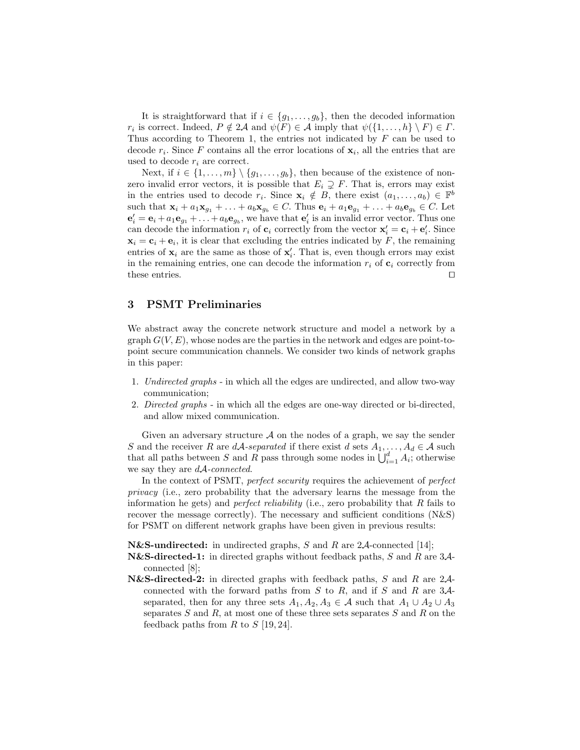It is straightforward that if $i \in \{g_1, \ldots, g_b\}$, then the decoded information $r_i$ is correct. Indeed, $P \notin 2\mathcal{A}$ and $\psi(F) \in \mathcal{A}$ imply that $\psi(\{1, \ldots, h\} \setminus F) \in \Gamma$. Thus according to Theorem 1, the entries not indicated by $F$ can be used to decode $r_i$. Since $F$ contains all the error locations of $\mathbf{x}_i$, all the entries that are used to decode $r_i$ are correct.

Next, if $i \in \{1, \ldots, m\} \setminus \{g_1, \ldots, g_b\}$, then because of the existence of non-zero invalid error vectors, it is possible that $E_i \supsetneq F$. That is, errors may exist in the entries used to decode $r_i$. Since $\mathbf{x}_i \notin B$, there exist $(a_1, \ldots, a_b) \in \mathbb{F}^b$ such that $\mathbf{x}_i + a_1\mathbf{x}_{g_1} + \ldots + a_b\mathbf{x}_{g_b} \in C$. Thus $\mathbf{e}_i + a_1\mathbf{e}_{g_1} + \ldots + a_b\mathbf{e}_{g_b} \in C$. Let $\mathbf{e}'_i = \mathbf{e}_i + a_1\mathbf{e}_{g_1} + \ldots + a_b\mathbf{e}_{g_b}$, we have that $\mathbf{e}'_i$ is an invalid error vector. Thus one can decode the information $r_i$ of $\mathbf{c}_i$ correctly from the vector $\mathbf{x}'_i = \mathbf{c}_i + \mathbf{e}'_i$. Since $\mathbf{x}_i = \mathbf{c}_i + \mathbf{e}_i$, it is clear that excluding the entries indicated by $F$, the remaining entries of $\mathbf{x}_i$ are the same as those of $\mathbf{x}'_i$. That is, even though errors may exist in the remaining entries, one can decode the information $r_i$ of $\mathbf{c}_i$ correctly from these entries. □

## 3 PSMT Preliminaries

We abstract away the concrete network structure and model a network by a graph $G(V, E)$, whose nodes are the parties in the network and edges are point-to-point secure communication channels. We consider two kinds of network graphs in this paper:

1. *Undirected graphs* - in which all the edges are undirected, and allow two-way communication;
2. *Directed graphs* - in which all the edges are one-way directed or bi-directed, and allow mixed communication.

Given an adversary structure $\mathcal{A}$ on the nodes of a graph, we say the sender $S$ and the receiver $R$ are $d\mathcal{A}$*-separated* if there exist $d$ sets $A_1, \ldots, A_d \in \mathcal{A}$ such that all paths between $S$ and $R$ pass through some nodes in $\bigcup_{i=1}^{d} A_i$; otherwise we say they are $d\mathcal{A}$*-connected*.

In the context of PSMT, *perfect security* requires the achievement of *perfect privacy* (i.e., zero probability that the adversary learns the message from the information he gets) and *perfect reliability* (i.e., zero probability that $R$ fails to recover the message correctly). The necessary and sufficient conditions (N&S) for PSMT on different network graphs have been given in previous results:

**N&S-undirected:** in undirected graphs, $S$ and $R$ are $2\mathcal{A}$-connected [14];

**N&S-directed-1:** in directed graphs without feedback paths, $S$ and $R$ are $3\mathcal{A}$-connected [8];

**N&S-directed-2:** in directed graphs with feedback paths, $S$ and $R$ are $2\mathcal{A}$-connected with the forward paths from $S$ to $R$, and if $S$ and $R$ are $3\mathcal{A}$-separated, then for any three sets $A_1, A_2, A_3 \in \mathcal{A}$ such that $A_1 \cup A_2 \cup A_3$ separates $S$ and $R$, at most one of these three sets separates $S$ and $R$ on the feedback paths from $R$ to $S$ [19, 24].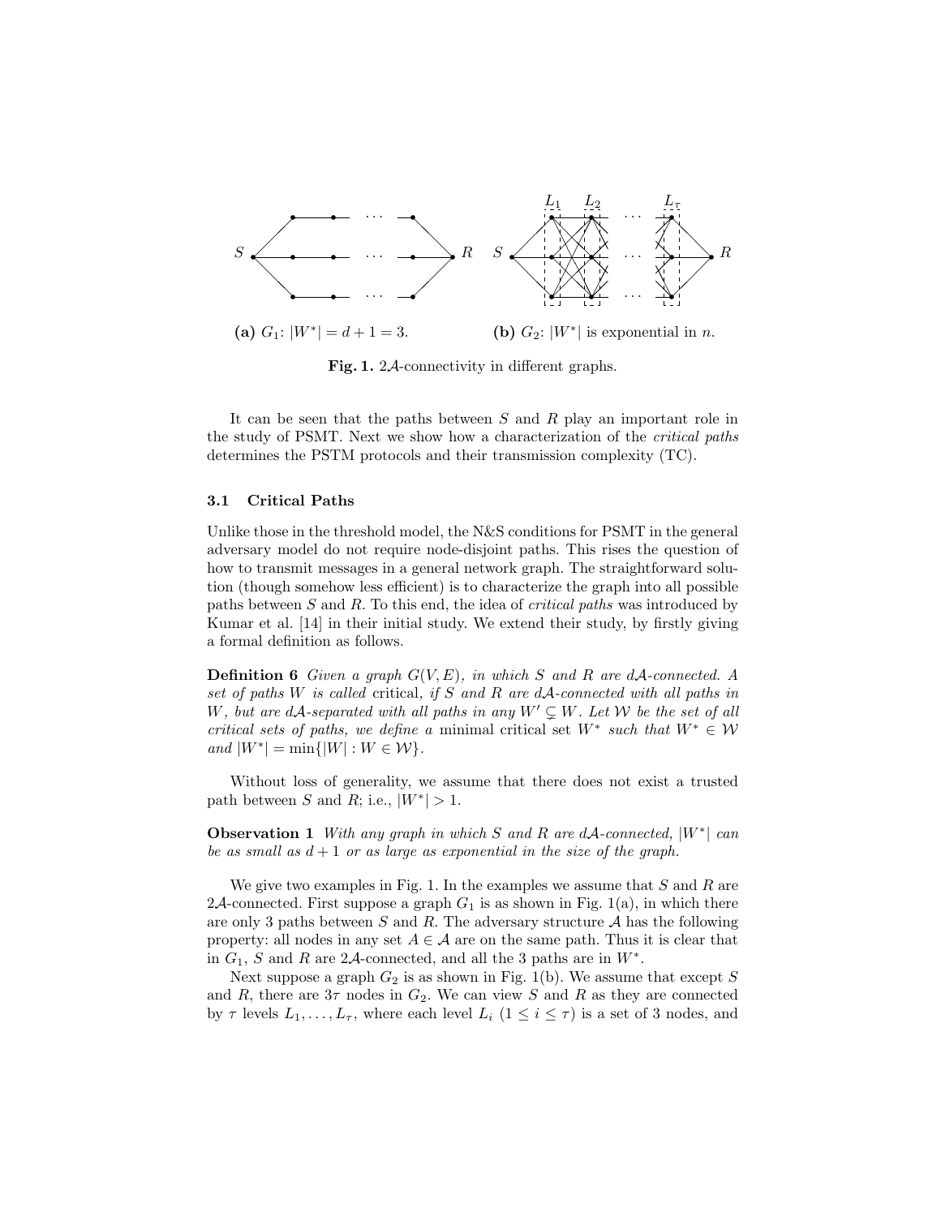**(a)** $G_1$: $|W^*| = d + 1 = 3$.

**(b)** $G_2$: $|W^*|$ is exponential in $n$.

**Fig. 1.** $2\mathcal{A}$-connectivity in different graphs.

It can be seen that the paths between $S$ and $R$ play an important role in the study of PSMT. Next we show how a characterization of the *critical paths* determines the PSTM protocols and their transmission complexity (TC).

### 3.1 Critical Paths

Unlike those in the threshold model, the N&S conditions for PSMT in the general adversary model do not require node-disjoint paths. This rises the question of how to transmit messages in a general network graph. The straightforward solution (though somehow less efficient) is to characterize the graph into all possible paths between $S$ and $R$. To this end, the idea of *critical paths* was introduced by Kumar et al. [14] in their initial study. We extend their study, by firstly giving a formal definition as follows.

**Definition 6** *Given a graph $G(V, E)$, in which $S$ and $R$ are $d\mathcal{A}$-connected. A set of paths $W$ is called* critical, *if $S$ and $R$ are $d\mathcal{A}$-connected with all paths in $W$, but are $d\mathcal{A}$-separated with all paths in any $W' \subsetneq W$. Let $\mathcal{W}$ be the set of all critical sets of paths, we define a* minimal critical set *$W^*$ such that $W^* \in \mathcal{W}$ and $|W^*| = \min\{|W| : W \in \mathcal{W}\}$.*

Without loss of generality, we assume that there does not exist a trusted path between $S$ and $R$; i.e., $|W^*| > 1$.

**Observation 1** *With any graph in which $S$ and $R$ are $d\mathcal{A}$-connected, $|W^*|$ can be as small as $d + 1$ or as large as exponential in the size of the graph.*

We give two examples in Fig. 1. In the examples we assume that $S$ and $R$ are $2\mathcal{A}$-connected. First suppose a graph $G_1$ is as shown in Fig. 1(a), in which there are only 3 paths between $S$ and $R$. The adversary structure $\mathcal{A}$ has the following property: all nodes in any set $A \in \mathcal{A}$ are on the same path. Thus it is clear that in $G_1$, $S$ and $R$ are $2\mathcal{A}$-connected, and all the 3 paths are in $W^*$.

Next suppose a graph $G_2$ is as shown in Fig. 1(b). We assume that except $S$ and $R$, there are $3\tau$ nodes in $G_2$. We can view $S$ and $R$ as they are connected by $\tau$ levels $L_1, \ldots, L_\tau$, where each level $L_i$ $(1 \leq i \leq \tau)$ is a set of 3 nodes, and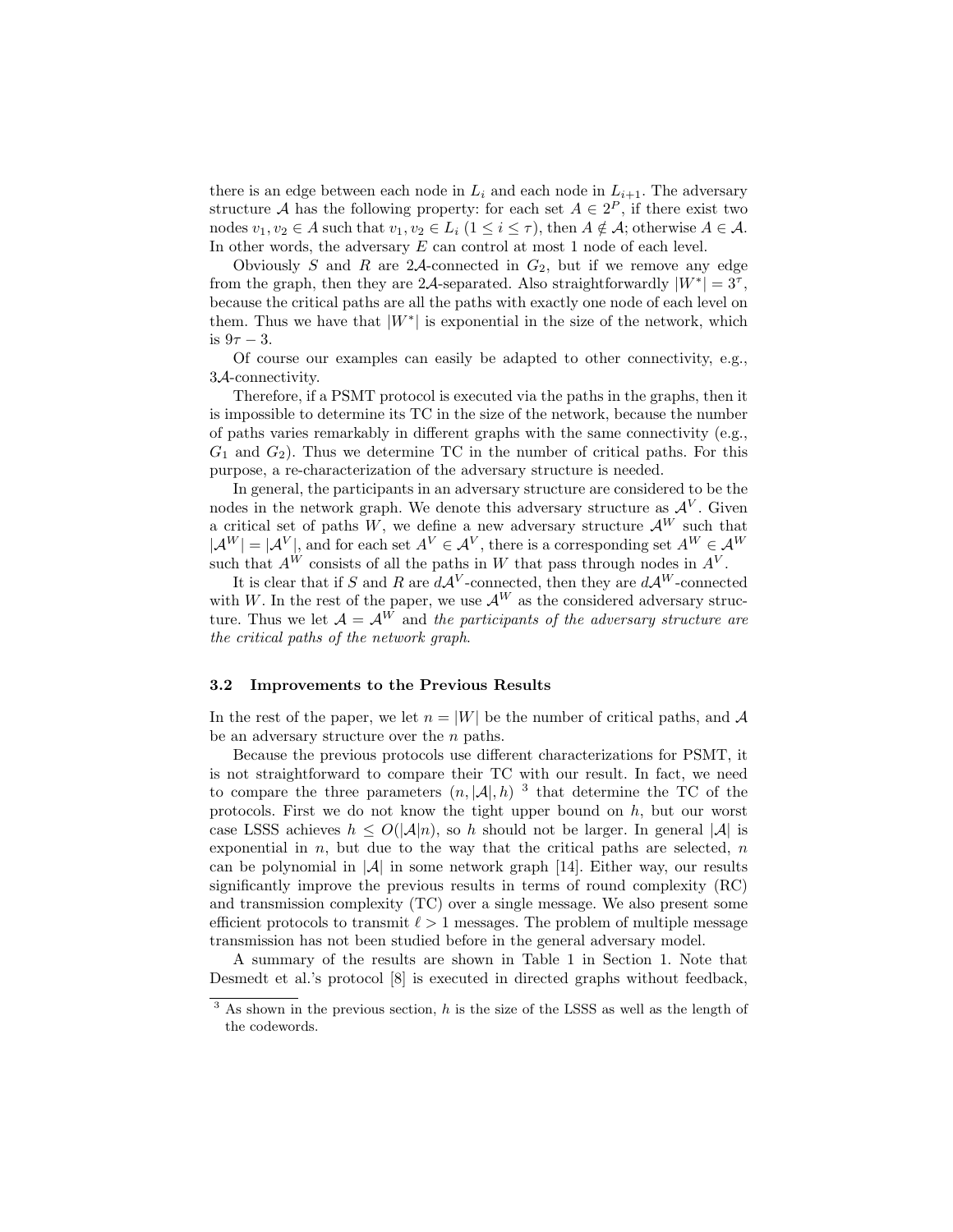there is an edge between each node in $L_i$ and each node in $L_{i+1}$. The adversary structure $\mathcal{A}$ has the following property: for each set $A \in 2^P$, if there exist two nodes $v_1, v_2 \in A$ such that $v_1, v_2 \in L_i$ ($1 \leq i \leq \tau$), then $A \notin \mathcal{A}$; otherwise $A \in \mathcal{A}$. In other words, the adversary $E$ can control at most 1 node of each level.

Obviously $S$ and $R$ are $2\mathcal{A}$-connected in $G_2$, but if we remove any edge from the graph, then they are $2\mathcal{A}$-separated. Also straightforwardly $|W^*| = 3^\tau$, because the critical paths are all the paths with exactly one node of each level on them. Thus we have that $|W^*|$ is exponential in the size of the network, which is $9\tau - 3$.

Of course our examples can easily be adapted to other connectivity, e.g., $3\mathcal{A}$-connectivity.

Therefore, if a PSMT protocol is executed via the paths in the graphs, then it is impossible to determine its TC in the size of the network, because the number of paths varies remarkably in different graphs with the same connectivity (e.g., $G_1$ and $G_2$). Thus we determine TC in the number of critical paths. For this purpose, a re-characterization of the adversary structure is needed.

In general, the participants in an adversary structure are considered to be the nodes in the network graph. We denote this adversary structure as $\mathcal{A}^V$. Given a critical set of paths $W$, we define a new adversary structure $\mathcal{A}^W$ such that $|\mathcal{A}^W| = |\mathcal{A}^V|$, and for each set $A^V \in \mathcal{A}^V$, there is a corresponding set $A^W \in \mathcal{A}^W$ such that $A^W$ consists of all the paths in $W$ that pass through nodes in $A^V$.

It is clear that if $S$ and $R$ are $d\mathcal{A}^V$-connected, then they are $d\mathcal{A}^W$-connected with $W$. In the rest of the paper, we use $\mathcal{A}^W$ as the considered adversary structure. Thus we let $\mathcal{A} = \mathcal{A}^W$ and *the participants of the adversary structure are the critical paths of the network graph*.

### 3.2 Improvements to the Previous Results

In the rest of the paper, we let $n = |W|$ be the number of critical paths, and $\mathcal{A}$ be an adversary structure over the $n$ paths.

Because the previous protocols use different characterizations for PSMT, it is not straightforward to compare their TC with our result. In fact, we need to compare the three parameters $(n, |\mathcal{A}|, h)$ [3] that determine the TC of the protocols. First we do not know the tight upper bound on $h$, but our worst case LSSS achieves $h \leq O(|\mathcal{A}|n)$, so $h$ should not be larger. In general $|\mathcal{A}|$ is exponential in $n$, but due to the way that the critical paths are selected, $n$ can be polynomial in $|\mathcal{A}|$ in some network graph [14]. Either way, our results significantly improve the previous results in terms of round complexity (RC) and transmission complexity (TC) over a single message. We also present some efficient protocols to transmit $\ell > 1$ messages. The problem of multiple message transmission has not been studied before in the general adversary model.

A summary of the results are shown in Table 1 in Section 1. Note that Desmedt et al.'s protocol [8] is executed in directed graphs without feedback,

[3] As shown in the previous section, $h$ is the size of the LSSS as well as the length of the codewords.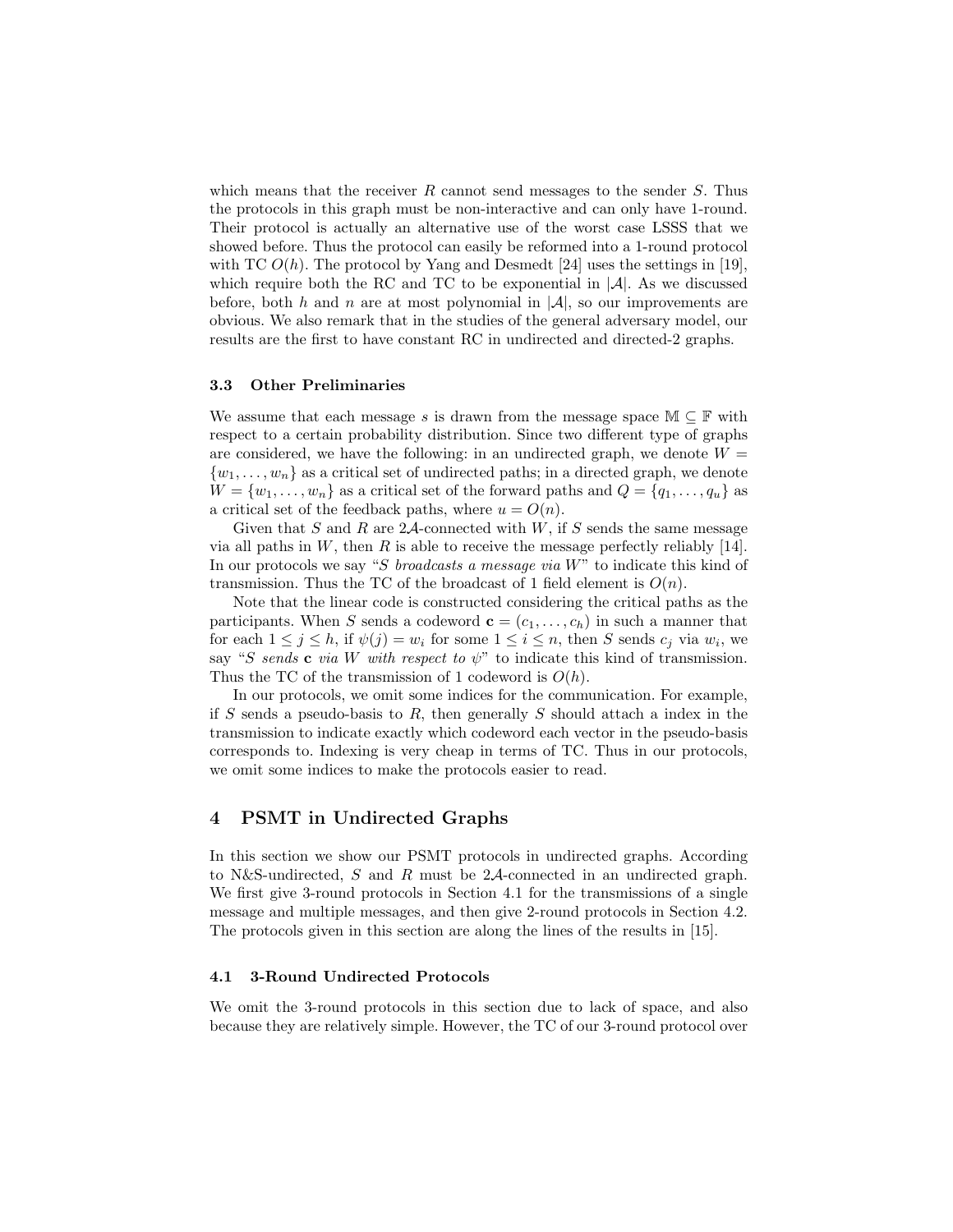which means that the receiver $R$ cannot send messages to the sender $S$. Thus the protocols in this graph must be non-interactive and can only have 1-round. Their protocol is actually an alternative use of the worst case LSSS that we showed before. Thus the protocol can easily be reformed into a 1-round protocol with TC $O(h)$. The protocol by Yang and Desmedt [24] uses the settings in [19], which require both the RC and TC to be exponential in $|\mathcal{A}|$. As we discussed before, both $h$ and $n$ are at most polynomial in $|\mathcal{A}|$, so our improvements are obvious. We also remark that in the studies of the general adversary model, our results are the first to have constant RC in undirected and directed-2 graphs.

### 3.3 Other Preliminaries

We assume that each message $s$ is drawn from the message space $\mathbb{M} \subseteq \mathbb{F}$ with respect to a certain probability distribution. Since two different type of graphs are considered, we have the following: in an undirected graph, we denote $W = \{w_1, \ldots, w_n\}$ as a critical set of undirected paths; in a directed graph, we denote $W = \{w_1, \ldots, w_n\}$ as a critical set of the forward paths and $Q = \{q_1, \ldots, q_u\}$ as a critical set of the feedback paths, where $u = O(n)$.

Given that $S$ and $R$ are $2\mathcal{A}$-connected with $W$, if $S$ sends the same message via all paths in $W$, then $R$ is able to receive the message perfectly reliably [14]. In our protocols we say "*$S$ broadcasts a message via $W$*" to indicate this kind of transmission. Thus the TC of the broadcast of 1 field element is $O(n)$.

Note that the linear code is constructed considering the critical paths as the participants. When $S$ sends a codeword $\mathbf{c} = (c_1, \ldots, c_h)$ in such a manner that for each $1 \leq j \leq h$, if $\psi(j) = w_i$ for some $1 \leq i \leq n$, then $S$ sends $c_j$ via $w_i$, we say "*$S$ sends $\mathbf{c}$ via $W$ with respect to $\psi$*" to indicate this kind of transmission. Thus the TC of the transmission of 1 codeword is $O(h)$.

In our protocols, we omit some indices for the communication. For example, if $S$ sends a pseudo-basis to $R$, then generally $S$ should attach a index in the transmission to indicate exactly which codeword each vector in the pseudo-basis corresponds to. Indexing is very cheap in terms of TC. Thus in our protocols, we omit some indices to make the protocols easier to read.

## 4 PSMT in Undirected Graphs

In this section we show our PSMT protocols in undirected graphs. According to N&S-undirected, $S$ and $R$ must be $2\mathcal{A}$-connected in an undirected graph. We first give 3-round protocols in Section 4.1 for the transmissions of a single message and multiple messages, and then give 2-round protocols in Section 4.2. The protocols given in this section are along the lines of the results in [15].

### 4.1 3-Round Undirected Protocols

We omit the 3-round protocols in this section due to lack of space, and also because they are relatively simple. However, the TC of our 3-round protocol over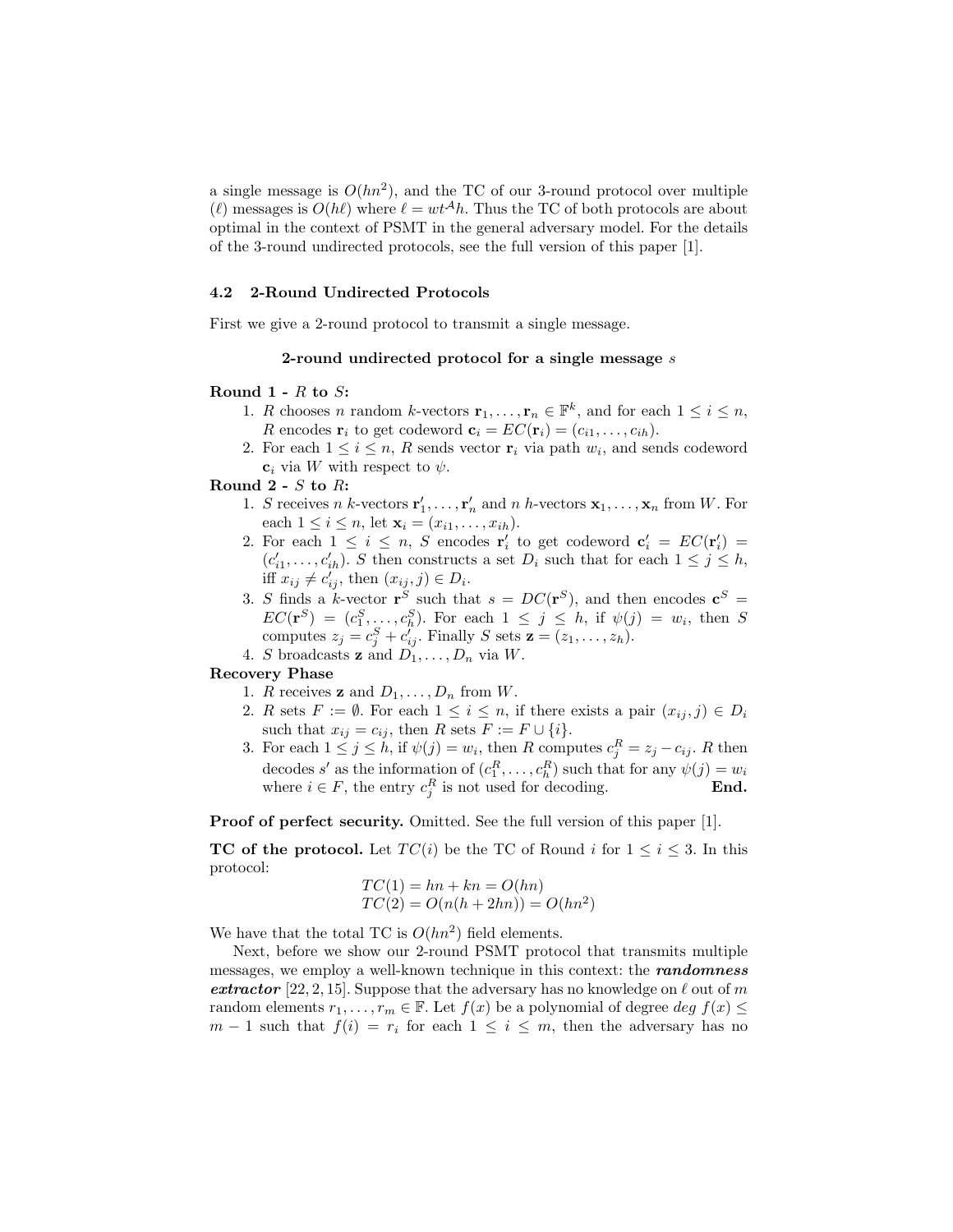a single message is $O(hn^2)$, and the TC of our 3-round protocol over multiple ($\ell$) messages is $O(h\ell)$ where $\ell = wt^{\mathcal{A}}h$. Thus the TC of both protocols are about optimal in the context of PSMT in the general adversary model. For the details of the 3-round undirected protocols, see the full version of this paper [1].

### 4.2 2-Round Undirected Protocols

First we give a 2-round protocol to transmit a single message.

**2-round undirected protocol for a single message $s$**

**Round 1 - $R$ to $S$:**

1. $R$ chooses $n$ random $k$-vectors $\mathbf{r}_1, \ldots, \mathbf{r}_n \in \mathbb{F}^k$, and for each $1 \leq i \leq n$, $R$ encodes $\mathbf{r}_i$ to get codeword $\mathbf{c}_i = EC(\mathbf{r}_i) = (c_{i1}, \ldots, c_{ih})$.
2. For each $1 \leq i \leq n$, $R$ sends vector $\mathbf{r}_i$ via path $w_i$, and sends codeword $\mathbf{c}_i$ via $W$ with respect to $\psi$.

**Round 2 - $S$ to $R$:**

1. $S$ receives $n$ $k$-vectors $\mathbf{r}'_1, \ldots, \mathbf{r}'_n$ and $n$ $h$-vectors $\mathbf{x}_1, \ldots, \mathbf{x}_n$ from $W$. For each $1 \leq i \leq n$, let $\mathbf{x}_i = (x_{i1}, \ldots, x_{ih})$.
2. For each $1 \leq i \leq n$, $S$ encodes $\mathbf{r}'_i$ to get codeword $\mathbf{c}'_i = EC(\mathbf{r}'_i) = (c'_{i1}, \ldots, c'_{ih})$. $S$ then constructs a set $D_i$ such that for each $1 \leq j \leq h$, iff $x_{ij} \neq c'_{ij}$, then $(x_{ij}, j) \in D_i$.
3. $S$ finds a $k$-vector $\mathbf{r}^S$ such that $s = DC(\mathbf{r}^S)$, and then encodes $\mathbf{c}^S = EC(\mathbf{r}^S) = (c^S_1, \ldots, c^S_h)$. For each $1 \leq j \leq h$, if $\psi(j) = w_i$, then $S$ computes $z_j = c^S_j + c'_{ij}$. Finally $S$ sets $\mathbf{z} = (z_1, \ldots, z_h)$.
4. $S$ broadcasts $\mathbf{z}$ and $D_1, \ldots, D_n$ via $W$.

**Recovery Phase**

1. $R$ receives $\mathbf{z}$ and $D_1, \ldots, D_n$ from $W$.
2. $R$ sets $F := \emptyset$. For each $1 \leq i \leq n$, if there exists a pair $(x_{ij}, j) \in D_i$ such that $x_{ij} = c_{ij}$, then $R$ sets $F := F \cup \{i\}$.
3. For each $1 \leq j \leq h$, if $\psi(j) = w_i$, then $R$ computes $c^R_j = z_j - c_{ij}$. $R$ then decodes $s'$ as the information of $(c^R_1, \ldots, c^R_h)$ such that for any $\psi(j) = w_i$ where $i \in F$, the entry $c^R_j$ is not used for decoding. **End.**

**Proof of perfect security.** Omitted. See the full version of this paper [1].

**TC of the protocol.** Let $TC(i)$ be the TC of Round $i$ for $1 \leq i \leq 3$. In this protocol:

$$TC(1) = hn + kn = O(hn)$$
$$TC(2) = O(n(h + 2hn)) = O(hn^2)$$

We have that the total TC is $O(hn^2)$ field elements.

Next, before we show our 2-round PSMT protocol that transmits multiple messages, we employ a well-known technique in this context: the ***randomness extractor*** [22, 2, 15]. Suppose that the adversary has no knowledge on $\ell$ out of $m$ random elements $r_1, \ldots, r_m \in \mathbb{F}$. Let $f(x)$ be a polynomial of degree $deg\ f(x) \leq m - 1$ such that $f(i) = r_i$ for each $1 \leq i \leq m$, then the adversary has no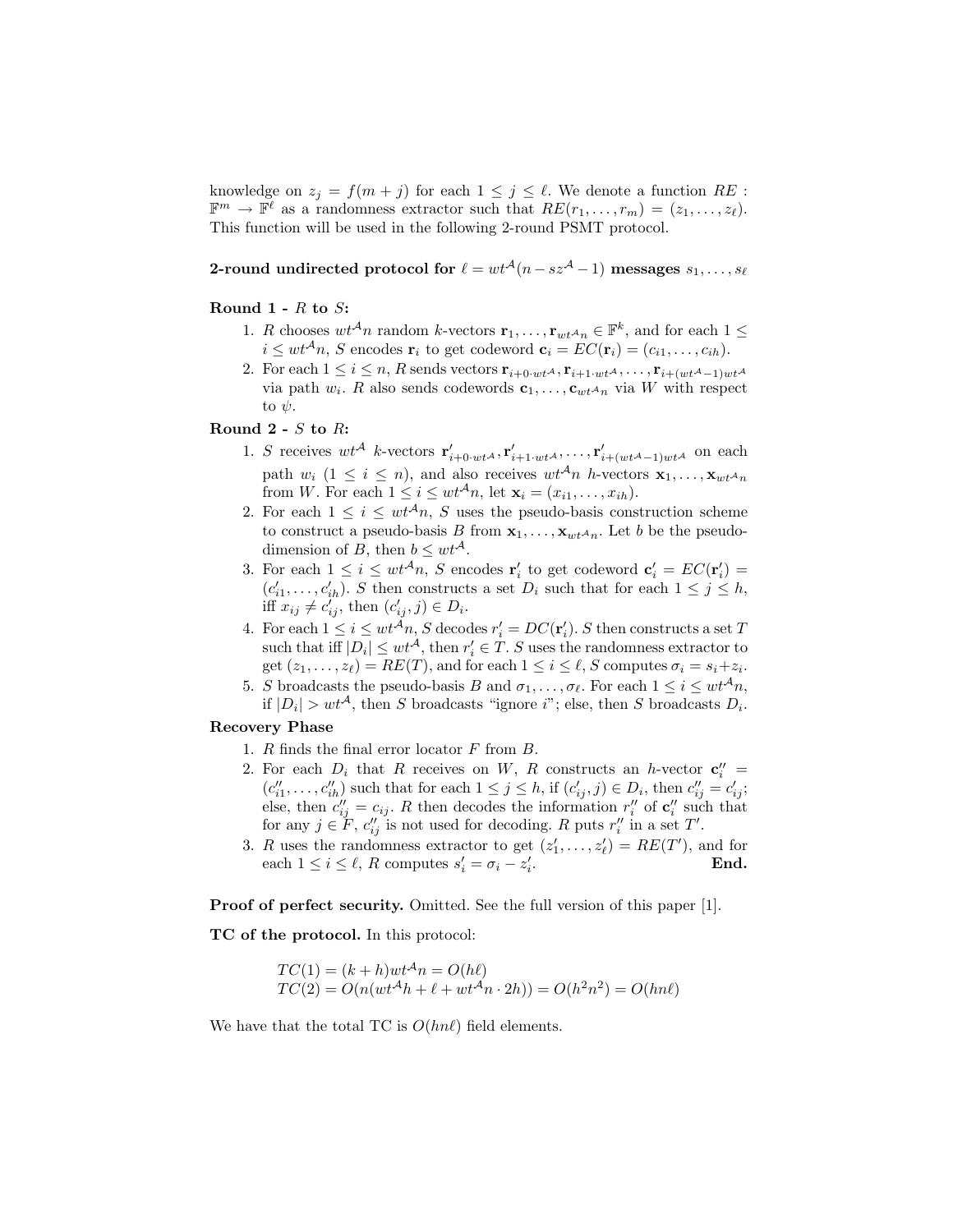knowledge on $z_j = f(m+j)$ for each $1 \le j \le \ell$. We denote a function $RE : \mathbb{F}^m \to \mathbb{F}^\ell$ as a randomness extractor such that $RE(r_1, \ldots, r_m) = (z_1, \ldots, z_\ell)$. This function will be used in the following 2-round PSMT protocol.

**2-round undirected protocol for $\ell = wt^{\mathcal{A}}(n - sz^{\mathcal{A}} - 1)$ messages $s_1, \ldots, s_\ell$**

**Round 1 - $R$ to $S$:**

1. $R$ chooses $wt^{\mathcal{A}}n$ random $k$-vectors $\mathbf{r}_1, \ldots, \mathbf{r}_{wt^{\mathcal{A}}n} \in \mathbb{F}^k$, and for each $1 \le i \le wt^{\mathcal{A}}n$, $S$ encodes $\mathbf{r}_i$ to get codeword $\mathbf{c}_i = EC(\mathbf{r}_i) = (c_{i1}, \ldots, c_{ih})$.
2. For each $1 \le i \le n$, $R$ sends vectors $\mathbf{r}_{i+0\cdot wt^{\mathcal{A}}}, \mathbf{r}_{i+1\cdot wt^{\mathcal{A}}}, \ldots, \mathbf{r}_{i+(wt^{\mathcal{A}}-1)wt^{\mathcal{A}}}$ via path $w_i$. $R$ also sends codewords $\mathbf{c}_1, \ldots, \mathbf{c}_{wt^{\mathcal{A}}n}$ via $W$ with respect to $\psi$.

**Round 2 - $S$ to $R$:**

1. $S$ receives $wt^{\mathcal{A}}$ $k$-vectors $\mathbf{r}'_{i+0\cdot wt^{\mathcal{A}}}, \mathbf{r}'_{i+1\cdot wt^{\mathcal{A}}}, \ldots, \mathbf{r}'_{i+(wt^{\mathcal{A}}-1)wt^{\mathcal{A}}}$ on each path $w_i$ $(1 \le i \le n)$, and also receives $wt^{\mathcal{A}}n$ $h$-vectors $\mathbf{x}_1, \ldots, \mathbf{x}_{wt^{\mathcal{A}}n}$ from $W$. For each $1 \le i \le wt^{\mathcal{A}}n$, let $\mathbf{x}_i = (x_{i1}, \ldots, x_{ih})$.
2. For each $1 \le i \le wt^{\mathcal{A}}n$, $S$ uses the pseudo-basis construction scheme to construct a pseudo-basis $B$ from $\mathbf{x}_1, \ldots, \mathbf{x}_{wt^{\mathcal{A}}n}$. Let $b$ be the pseudo-dimension of $B$, then $b \le wt^{\mathcal{A}}$.
3. For each $1 \le i \le wt^{\mathcal{A}}n$, $S$ encodes $\mathbf{r}'_i$ to get codeword $\mathbf{c}'_i = EC(\mathbf{r}'_i) = (c'_{i1}, \ldots, c'_{ih})$. $S$ then constructs a set $D_i$ such that for each $1 \le j \le h$, iff $x_{ij} \ne c'_{ij}$, then $(c'_{ij}, j) \in D_i$.
4. For each $1 \le i \le wt^{\mathcal{A}}n$, $S$ decodes $r'_i = DC(\mathbf{r}'_i)$. $S$ then constructs a set $T$ such that iff $|D_i| \le wt^{\mathcal{A}}$, then $r'_i \in T$. $S$ uses the randomness extractor to get $(z_1, \ldots, z_\ell) = RE(T)$, and for each $1 \le i \le \ell$, $S$ computes $\sigma_i = s_i + z_i$.
5. $S$ broadcasts the pseudo-basis $B$ and $\sigma_1, \ldots, \sigma_\ell$. For each $1 \le i \le wt^{\mathcal{A}}n$, if $|D_i| > wt^{\mathcal{A}}$, then $S$ broadcasts "ignore $i$"; else, then $S$ broadcasts $D_i$.

**Recovery Phase**

1. $R$ finds the final error locator $F$ from $B$.
2. For each $D_i$ that $R$ receives on $W$, $R$ constructs an $h$-vector $\mathbf{c}''_i = (c''_{i1}, \ldots, c''_{ih})$ such that for each $1 \le j \le h$, if $(c'_{ij}, j) \in D_i$, then $c''_{ij} = c'_{ij}$; else, then $c''_{ij} = c_{ij}$. $R$ then decodes the information $r''_i$ of $\mathbf{c}''_i$ such that for any $j \in F$, $c''_{ij}$ is not used for decoding. $R$ puts $r''_i$ in a set $T'$.
3. $R$ uses the randomness extractor to get $(z'_1, \ldots, z'_\ell) = RE(T')$, and for each $1 \le i \le \ell$, $R$ computes $s'_i = \sigma_i - z'_i$. **End.**

**Proof of perfect security.** Omitted. See the full version of this paper [1].

**TC of the protocol.** In this protocol:

$$TC(1) = (k+h)wt^{\mathcal{A}}n = O(h\ell)$$
$$TC(2) = O(n(wt^{\mathcal{A}}h + \ell + wt^{\mathcal{A}}n \cdot 2h)) = O(h^2n^2) = O(hn\ell)$$

We have that the total TC is $O(hn\ell)$ field elements.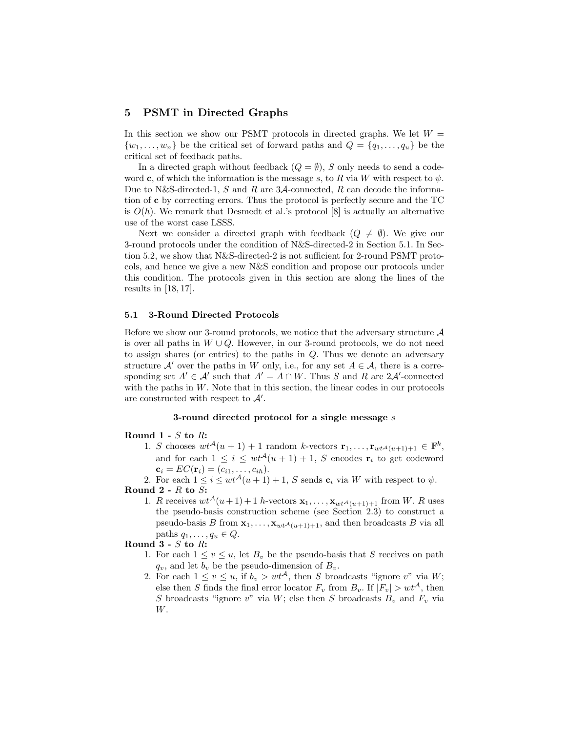## 5 PSMT in Directed Graphs

In this section we show our PSMT protocols in directed graphs. We let $W = \{w_1, \ldots, w_n\}$ be the critical set of forward paths and $Q = \{q_1, \ldots, q_u\}$ be the critical set of feedback paths.

In a directed graph without feedback ($Q = \emptyset$), $S$ only needs to send a codeword $\mathbf{c}$, of which the information is the message $s$, to $R$ via $W$ with respect to $\psi$. Due to N&S-directed-1, $S$ and $R$ are $3\mathcal{A}$-connected, $R$ can decode the information of $\mathbf{c}$ by correcting errors. Thus the protocol is perfectly secure and the TC is $O(h)$. We remark that Desmedt et al.'s protocol [8] is actually an alternative use of the worst case LSSS.

Next we consider a directed graph with feedback ($Q \neq \emptyset$). We give our 3-round protocols under the condition of N&S-directed-2 in Section 5.1. In Section 5.2, we show that N&S-directed-2 is not sufficient for 2-round PSMT protocols, and hence we give a new N&S condition and propose our protocols under this condition. The protocols given in this section are along the lines of the results in [18, 17].

### 5.1 3-Round Directed Protocols

Before we show our 3-round protocols, we notice that the adversary structure $\mathcal{A}$ is over all paths in $W \cup Q$. However, in our 3-round protocols, we do not need to assign shares (or entries) to the paths in $Q$. Thus we denote an adversary structure $\mathcal{A}'$ over the paths in $W$ only, i.e., for any set $A \in \mathcal{A}$, there is a corresponding set $A' \in \mathcal{A}'$ such that $A' = A \cap W$. Thus $S$ and $R$ are $2\mathcal{A}'$-connected with the paths in $W$. Note that in this section, the linear codes in our protocols are constructed with respect to $\mathcal{A}'$.

**3-round directed protocol for a single message $s$**

**Round 1 - $S$ to $R$:**

1. $S$ chooses $wt^{\mathcal{A}}(u+1)+1$ random $k$-vectors $\mathbf{r}_1, \ldots, \mathbf{r}_{wt^{\mathcal{A}}(u+1)+1} \in \mathbb{F}^k$, and for each $1 \leq i \leq wt^{\mathcal{A}}(u+1)+1$, $S$ encodes $\mathbf{r}_i$ to get codeword $\mathbf{c}_i = EC(\mathbf{r}_i) = (c_{i1}, \ldots, c_{ih})$.
2. For each $1 \leq i \leq wt^{\mathcal{A}}(u+1)+1$, $S$ sends $\mathbf{c}_i$ via $W$ with respect to $\psi$.

**Round 2 - $R$ to $S$:**

1. $R$ receives $wt^{\mathcal{A}}(u+1)+1$ $h$-vectors $\mathbf{x}_1, \ldots, \mathbf{x}_{wt^{\mathcal{A}}(u+1)+1}$ from $W$. $R$ uses the pseudo-basis construction scheme (see Section 2.3) to construct a pseudo-basis $B$ from $\mathbf{x}_1, \ldots, \mathbf{x}_{wt^{\mathcal{A}}(u+1)+1}$, and then broadcasts $B$ via all paths $q_1, \ldots, q_u \in Q$.

**Round 3 - $S$ to $R$:**

1. For each $1 \leq v \leq u$, let $B_v$ be the pseudo-basis that $S$ receives on path $q_v$, and let $b_v$ be the pseudo-dimension of $B_v$.
2. For each $1 \leq v \leq u$, if $b_v > wt^{\mathcal{A}}$, then $S$ broadcasts "ignore $v$" via $W$; else then $S$ finds the final error locator $F_v$ from $B_v$. If $|F_v| > wt^{\mathcal{A}}$, then $S$ broadcasts "ignore $v$" via $W$; else then $S$ broadcasts $B_v$ and $F_v$ via $W$.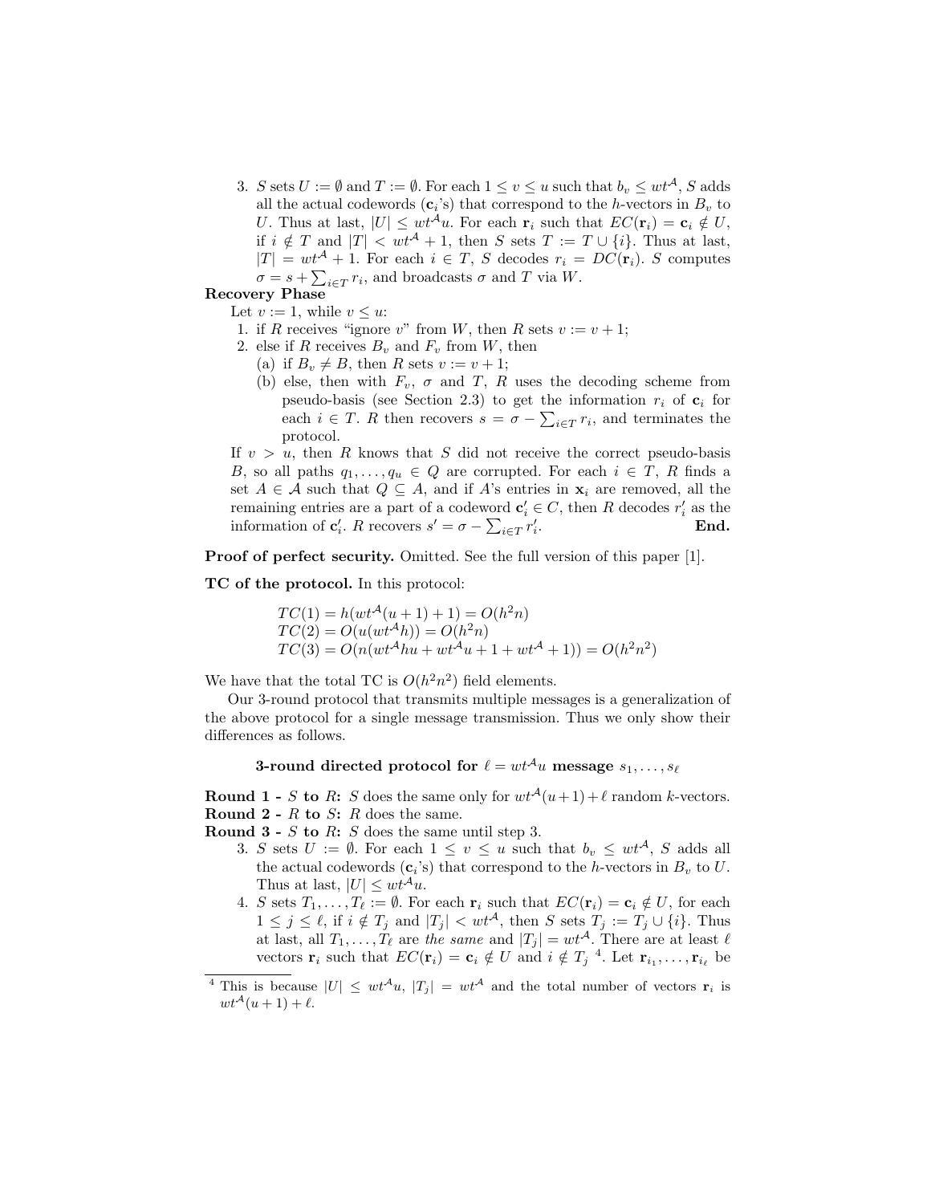3. $S$ sets $U := \emptyset$ and $T := \emptyset$. For each $1 \leq v \leq u$ such that $b_v \leq wt^{\mathcal{A}}$, $S$ adds all the actual codewords ($\mathbf{c}_i$'s) that correspond to the $h$-vectors in $B_v$ to $U$. Thus at last, $|U| \leq wt^{\mathcal{A}}u$. For each $\mathbf{r}_i$ such that $EC(\mathbf{r}_i) = \mathbf{c}_i \notin U$, if $i \notin T$ and $|T| < wt^{\mathcal{A}} + 1$, then $S$ sets $T := T \cup \{i\}$. Thus at last, $|T| = wt^{\mathcal{A}} + 1$. For each $i \in T$, $S$ decodes $r_i = DC(\mathbf{r}_i)$. $S$ computes $\sigma = s + \sum_{i \in T} r_i$, and broadcasts $\sigma$ and $T$ via $W$.

**Recovery Phase**

Let $v := 1$, while $v \leq u$:

1. if $R$ receives "ignore $v$" from $W$, then $R$ sets $v := v + 1$;
2. else if $R$ receives $B_v$ and $F_v$ from $W$, then
   (a) if $B_v \neq B$, then $R$ sets $v := v + 1$;
   (b) else, then with $F_v$, $\sigma$ and $T$, $R$ uses the decoding scheme from pseudo-basis (see Section 2.3) to get the information $r_i$ of $\mathbf{c}_i$ for each $i \in T$. $R$ then recovers $s = \sigma - \sum_{i \in T} r_i$, and terminates the protocol.

If $v > u$, then $R$ knows that $S$ did not receive the correct pseudo-basis $B$, so all paths $q_1, \ldots, q_u \in Q$ are corrupted. For each $i \in T$, $R$ finds a set $A \in \mathcal{A}$ such that $Q \subseteq A$, and if $A$'s entries in $\mathbf{x}_i$ are removed, all the remaining entries are a part of a codeword $\mathbf{c}'_i \in C$, then $R$ decodes $r'_i$ as the information of $\mathbf{c}'_i$. $R$ recovers $s' = \sigma - \sum_{i \in T} r'_i$. **End.**

**Proof of perfect security.** Omitted. See the full version of this paper [1].

**TC of the protocol.** In this protocol:

$$TC(1) = h(wt^{\mathcal{A}}(u+1)+1) = O(h^2 n)$$
$$TC(2) = O(u(wt^{\mathcal{A}}h)) = O(h^2 n)$$
$$TC(3) = O(n(wt^{\mathcal{A}}hu + wt^{\mathcal{A}}u + 1 + wt^{\mathcal{A}} + 1)) = O(h^2 n^2)$$

We have that the total TC is $O(h^2 n^2)$ field elements.

Our 3-round protocol that transmits multiple messages is a generalization of the above protocol for a single message transmission. Thus we only show their differences as follows.

**3-round directed protocol for $\ell = wt^{\mathcal{A}}u$ message $s_1, \ldots, s_\ell$**

**Round 1 - $S$ to $R$:** $S$ does the same only for $wt^{\mathcal{A}}(u+1) + \ell$ random $k$-vectors.
**Round 2 - $R$ to $S$:** $R$ does the same.
**Round 3 - $S$ to $R$:** $S$ does the same until step 3.

3. $S$ sets $U := \emptyset$. For each $1 \leq v \leq u$ such that $b_v \leq wt^{\mathcal{A}}$, $S$ adds all the actual codewords ($\mathbf{c}_i$'s) that correspond to the $h$-vectors in $B_v$ to $U$. Thus at last, $|U| \leq wt^{\mathcal{A}}u$.
4. $S$ sets $T_1, \ldots, T_\ell := \emptyset$. For each $\mathbf{r}_i$ such that $EC(\mathbf{r}_i) = \mathbf{c}_i \notin U$, for each $1 \leq j \leq \ell$, if $i \notin T_j$ and $|T_j| < wt^{\mathcal{A}}$, then $S$ sets $T_j := T_j \cup \{i\}$. Thus at last, all $T_1, \ldots, T_\ell$ are *the same* and $|T_j| = wt^{\mathcal{A}}$. There are at least $\ell$ vectors $\mathbf{r}_i$ such that $EC(\mathbf{r}_i) = \mathbf{c}_i \notin U$ and $i \notin T_j$ [4]. Let $\mathbf{r}_{i_1}, \ldots, \mathbf{r}_{i_\ell}$ be

[4] This is because $|U| \leq wt^{\mathcal{A}}u$, $|T_j| = wt^{\mathcal{A}}$ and the total number of vectors $\mathbf{r}_i$ is $wt^{\mathcal{A}}(u+1) + \ell$.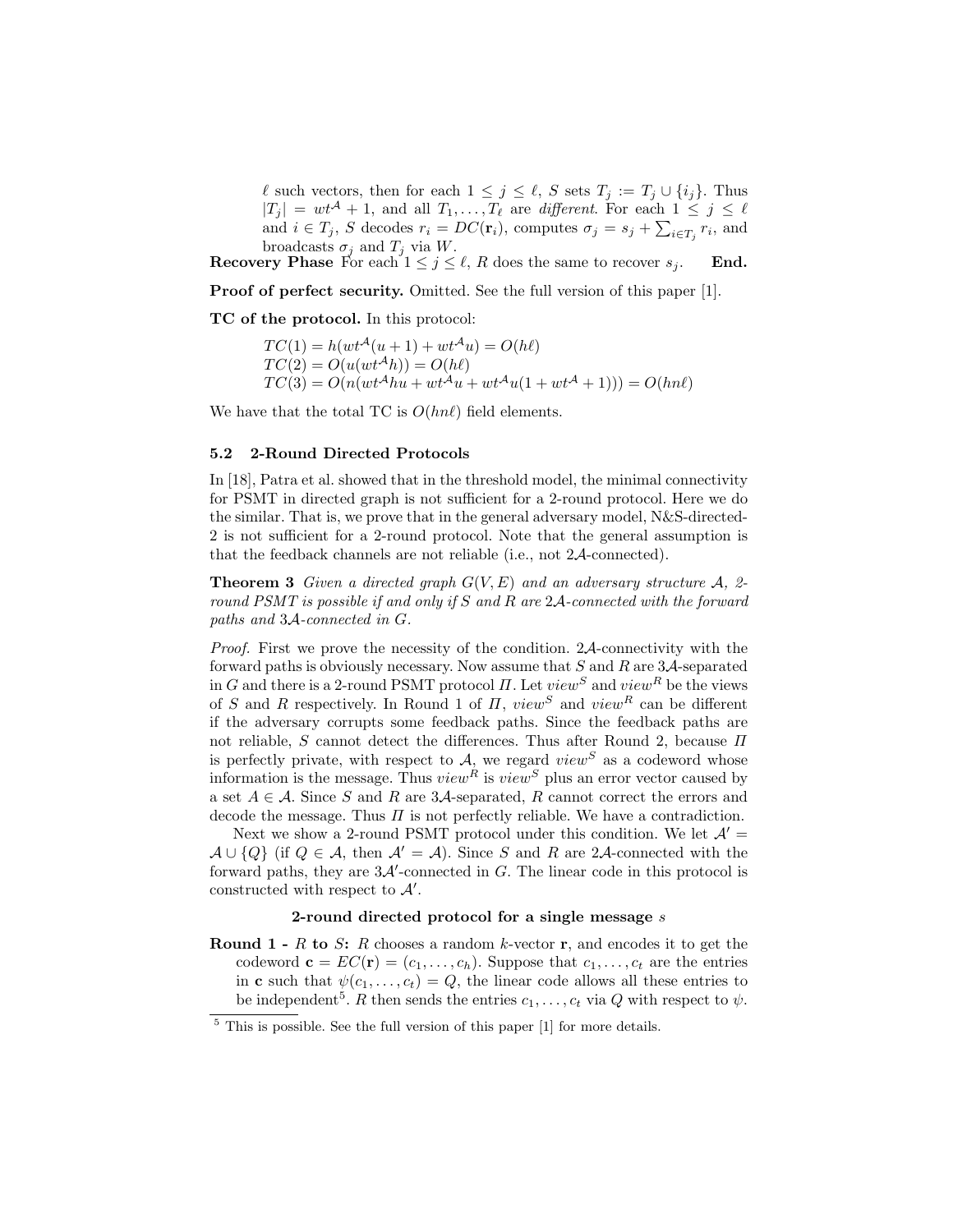$\ell$ such vectors, then for each $1 \leq j \leq \ell$, $S$ sets $T_j := T_j \cup \{i_j\}$. Thus $|T_j| = wt^{\mathcal{A}} + 1$, and all $T_1, \ldots, T_\ell$ are *different*. For each $1 \leq j \leq \ell$ and $i \in T_j$, $S$ decodes $r_i = DC(\mathbf{r}_i)$, computes $\sigma_j = s_j + \sum_{i \in T_j} r_i$, and broadcasts $\sigma_j$ and $T_j$ via $W$.

**Recovery Phase** For each $1 \leq j \leq \ell$, $R$ does the same to recover $s_j$. **End.**

**Proof of perfect security.** Omitted. See the full version of this paper [1].

**TC of the protocol.** In this protocol:

$$TC(1) = h(wt^{\mathcal{A}}(u+1) + wt^{\mathcal{A}}u) = O(h\ell)$$
$$TC(2) = O(u(wt^{\mathcal{A}}h)) = O(h\ell)$$
$$TC(3) = O(n(wt^{\mathcal{A}}hu + wt^{\mathcal{A}}u + wt^{\mathcal{A}}u(1 + wt^{\mathcal{A}} + 1))) = O(hn\ell)$$

We have that the total TC is $O(hn\ell)$ field elements.

### 5.2 2-Round Directed Protocols

In [18], Patra et al. showed that in the threshold model, the minimal connectivity for PSMT in directed graph is not sufficient for a 2-round protocol. Here we do the similar. That is, we prove that in the general adversary model, N&S-directed-2 is not sufficient for a 2-round protocol. Note that the general assumption is that the feedback channels are not reliable (i.e., not $2\mathcal{A}$-connected).

**Theorem 3** *Given a directed graph $G(V, E)$ and an adversary structure $\mathcal{A}$, 2-round PSMT is possible if and only if $S$ and $R$ are $2\mathcal{A}$-connected with the forward paths and $3\mathcal{A}$-connected in $G$.*

*Proof.* First we prove the necessity of the condition. $2\mathcal{A}$-connectivity with the forward paths is obviously necessary. Now assume that $S$ and $R$ are $3\mathcal{A}$-separated in $G$ and there is a 2-round PSMT protocol $\Pi$. Let $view^S$ and $view^R$ be the views of $S$ and $R$ respectively. In Round 1 of $\Pi$, $view^S$ and $view^R$ can be different if the adversary corrupts some feedback paths. Since the feedback paths are not reliable, $S$ cannot detect the differences. Thus after Round 2, because $\Pi$ is perfectly private, with respect to $\mathcal{A}$, we regard $view^S$ as a codeword whose information is the message. Thus $view^R$ is $view^S$ plus an error vector caused by a set $A \in \mathcal{A}$. Since $S$ and $R$ are $3\mathcal{A}$-separated, $R$ cannot correct the errors and decode the message. Thus $\Pi$ is not perfectly reliable. We have a contradiction.

Next we show a 2-round PSMT protocol under this condition. We let $\mathcal{A}' = \mathcal{A} \cup \{Q\}$ (if $Q \in \mathcal{A}$, then $\mathcal{A}' = \mathcal{A}$). Since $S$ and $R$ are $2\mathcal{A}$-connected with the forward paths, they are $3\mathcal{A}'$-connected in $G$. The linear code in this protocol is constructed with respect to $\mathcal{A}'$.

**2-round directed protocol for a single message $s$**

**Round 1 - $R$ to $S$:** $R$ chooses a random $k$-vector $\mathbf{r}$, and encodes it to get the codeword $\mathbf{c} = EC(\mathbf{r}) = (c_1, \ldots, c_h)$. Suppose that $c_1, \ldots, c_t$ are the entries in $\mathbf{c}$ such that $\psi(c_1, \ldots, c_t) = Q$, the linear code allows all these entries to be independent[5]. $R$ then sends the entries $c_1, \ldots, c_t$ via $Q$ with respect to $\psi$.

[5] This is possible. See the full version of this paper [1] for more details.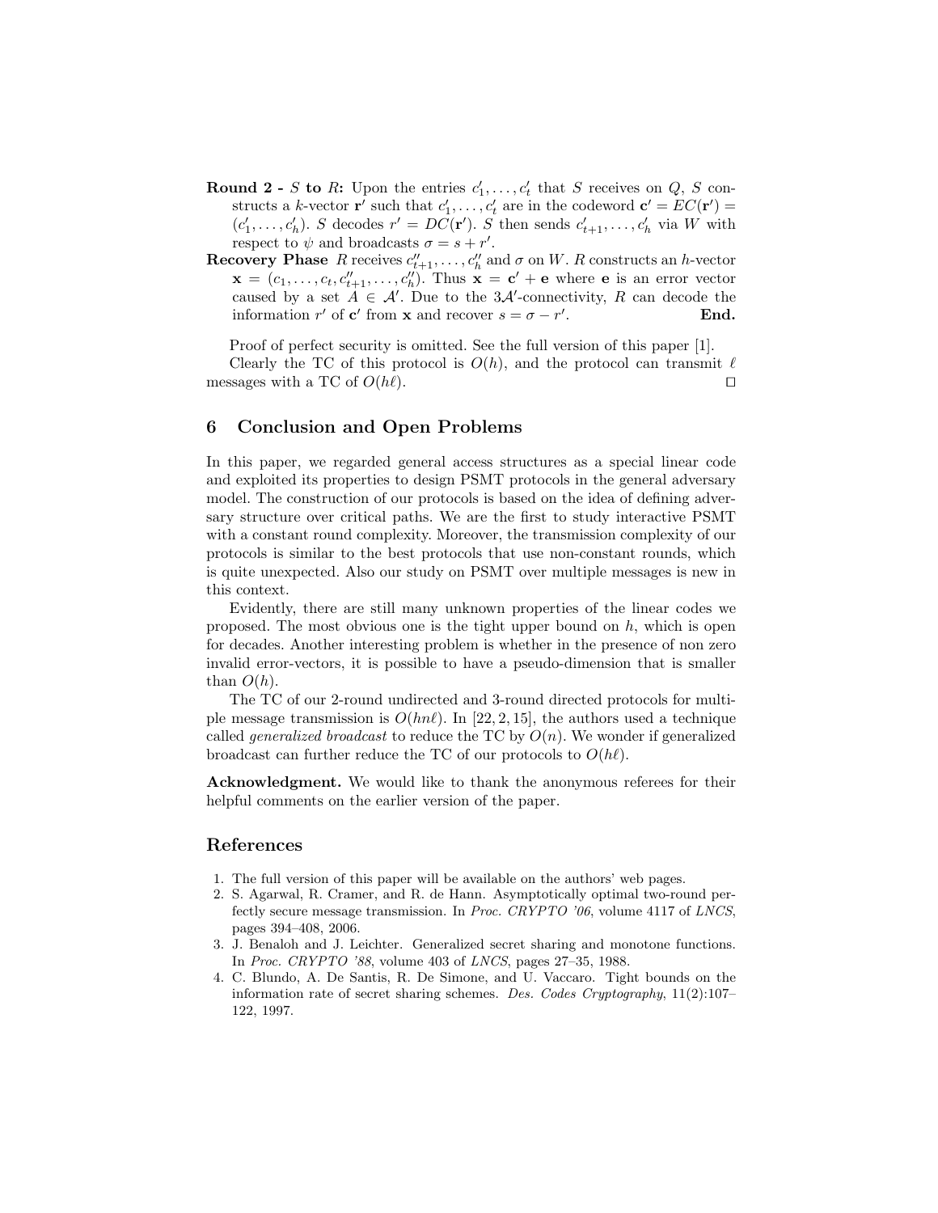**Round 2 - $S$ to $R$:** Upon the entries $c'_1, \ldots, c'_t$ that $S$ receives on $Q$, $S$ constructs a $k$-vector $\mathbf{r}'$ such that $c'_1, \ldots, c'_t$ are in the codeword $\mathbf{c}' = EC(\mathbf{r}') = (c'_1, \ldots, c'_h)$. $S$ decodes $r' = DC(\mathbf{r}')$. $S$ then sends $c'_{t+1}, \ldots, c'_h$ via $W$ with respect to $\psi$ and broadcasts $\sigma = s + r'$.

**Recovery Phase** $R$ receives $c''_{t+1}, \ldots, c''_h$ and $\sigma$ on $W$. $R$ constructs an $h$-vector $\mathbf{x} = (c_1, \ldots, c_t, c''_{t+1}, \ldots, c''_h)$. Thus $\mathbf{x} = \mathbf{c}' + \mathbf{e}$ where $\mathbf{e}$ is an error vector caused by a set $A \in \mathcal{A}'$. Due to the $3\mathcal{A}'$-connectivity, $R$ can decode the information $r'$ of $\mathbf{c}'$ from $\mathbf{x}$ and recover $s = \sigma - r'$. **End.**

Proof of perfect security is omitted. See the full version of this paper [1].

Clearly the TC of this protocol is $O(h)$, and the protocol can transmit $\ell$ messages with a TC of $O(h\ell)$. □

## 6 Conclusion and Open Problems

In this paper, we regarded general access structures as a special linear code and exploited its properties to design PSMT protocols in the general adversary model. The construction of our protocols is based on the idea of defining adversary structure over critical paths. We are the first to study interactive PSMT with a constant round complexity. Moreover, the transmission complexity of our protocols is similar to the best protocols that use non-constant rounds, which is quite unexpected. Also our study on PSMT over multiple messages is new in this context.

Evidently, there are still many unknown properties of the linear codes we proposed. The most obvious one is the tight upper bound on $h$, which is open for decades. Another interesting problem is whether in the presence of non zero invalid error-vectors, it is possible to have a pseudo-dimension that is smaller than $O(h)$.

The TC of our 2-round undirected and 3-round directed protocols for multiple message transmission is $O(hn\ell)$. In [22, 2, 15], the authors used a technique called *generalized broadcast* to reduce the TC by $O(n)$. We wonder if generalized broadcast can further reduce the TC of our protocols to $O(h\ell)$.

**Acknowledgment.** We would like to thank the anonymous referees for their helpful comments on the earlier version of the paper.

## References

1. The full version of this paper will be available on the authors' web pages.
2. S. Agarwal, R. Cramer, and R. de Hann. Asymptotically optimal two-round perfectly secure message transmission. In *Proc. CRYPTO '06*, volume 4117 of *LNCS*, pages 394–408, 2006.
3. J. Benaloh and J. Leichter. Generalized secret sharing and monotone functions. In *Proc. CRYPTO '88*, volume 403 of *LNCS*, pages 27–35, 1988.
4. C. Blundo, A. De Santis, R. De Simone, and U. Vaccaro. Tight bounds on the information rate of secret sharing schemes. *Des. Codes Cryptography*, 11(2):107–122, 1997.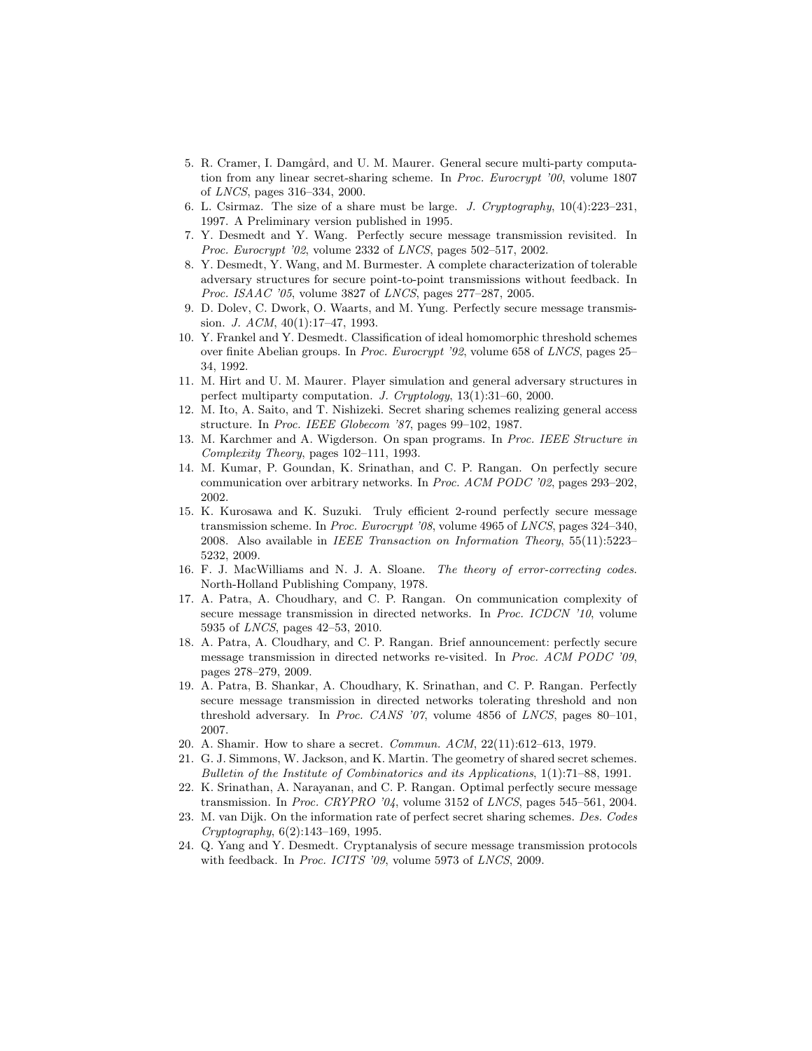5. R. Cramer, I. Damgård, and U. M. Maurer. General secure multi-party computation from any linear secret-sharing scheme. In *Proc. Eurocrypt '00*, volume 1807 of *LNCS*, pages 316–334, 2000.
6. L. Csirmaz. The size of a share must be large. *J. Cryptography*, 10(4):223–231, 1997. A Preliminary version published in 1995.
7. Y. Desmedt and Y. Wang. Perfectly secure message transmission revisited. In *Proc. Eurocrypt '02*, volume 2332 of *LNCS*, pages 502–517, 2002.
8. Y. Desmedt, Y. Wang, and M. Burmester. A complete characterization of tolerable adversary structures for secure point-to-point transmissions without feedback. In *Proc. ISAAC '05*, volume 3827 of *LNCS*, pages 277–287, 2005.
9. D. Dolev, C. Dwork, O. Waarts, and M. Yung. Perfectly secure message transmission. *J. ACM*, 40(1):17–47, 1993.
10. Y. Frankel and Y. Desmedt. Classification of ideal homomorphic threshold schemes over finite Abelian groups. In *Proc. Eurocrypt '92*, volume 658 of *LNCS*, pages 25–34, 1992.
11. M. Hirt and U. M. Maurer. Player simulation and general adversary structures in perfect multiparty computation. *J. Cryptology*, 13(1):31–60, 2000.
12. M. Ito, A. Saito, and T. Nishizeki. Secret sharing schemes realizing general access structure. In *Proc. IEEE Globecom '87*, pages 99–102, 1987.
13. M. Karchmer and A. Wigderson. On span programs. In *Proc. IEEE Structure in Complexity Theory*, pages 102–111, 1993.
14. M. Kumar, P. Goundan, K. Srinathan, and C. P. Rangan. On perfectly secure communication over arbitrary networks. In *Proc. ACM PODC '02*, pages 293–202, 2002.
15. K. Kurosawa and K. Suzuki. Truly efficient 2-round perfectly secure message transmission scheme. In *Proc. Eurocrypt '08*, volume 4965 of *LNCS*, pages 324–340, 2008. Also available in *IEEE Transaction on Information Theory*, 55(11):5223–5232, 2009.
16. F. J. MacWilliams and N. J. A. Sloane. *The theory of error-correcting codes.* North-Holland Publishing Company, 1978.
17. A. Patra, A. Choudhary, and C. P. Rangan. On communication complexity of secure message transmission in directed networks. In *Proc. ICDCN '10*, volume 5935 of *LNCS*, pages 42–53, 2010.
18. A. Patra, A. Cloudhary, and C. P. Rangan. Brief announcement: perfectly secure message transmission in directed networks re-visited. In *Proc. ACM PODC '09*, pages 278–279, 2009.
19. A. Patra, B. Shankar, A. Choudhary, K. Srinathan, and C. P. Rangan. Perfectly secure message transmission in directed networks tolerating threshold and non threshold adversary. In *Proc. CANS '07*, volume 4856 of *LNCS*, pages 80–101, 2007.
20. A. Shamir. How to share a secret. *Commun. ACM*, 22(11):612–613, 1979.
21. G. J. Simmons, W. Jackson, and K. Martin. The geometry of shared secret schemes. *Bulletin of the Institute of Combinatorics and its Applications*, 1(1):71–88, 1991.
22. K. Srinathan, A. Narayanan, and C. P. Rangan. Optimal perfectly secure message transmission. In *Proc. CRYPRO '04*, volume 3152 of *LNCS*, pages 545–561, 2004.
23. M. van Dijk. On the information rate of perfect secret sharing schemes. *Des. Codes Cryptography*, 6(2):143–169, 1995.
24. Q. Yang and Y. Desmedt. Cryptanalysis of secure message transmission protocols with feedback. In *Proc. ICITS '09*, volume 5973 of *LNCS*, 2009.